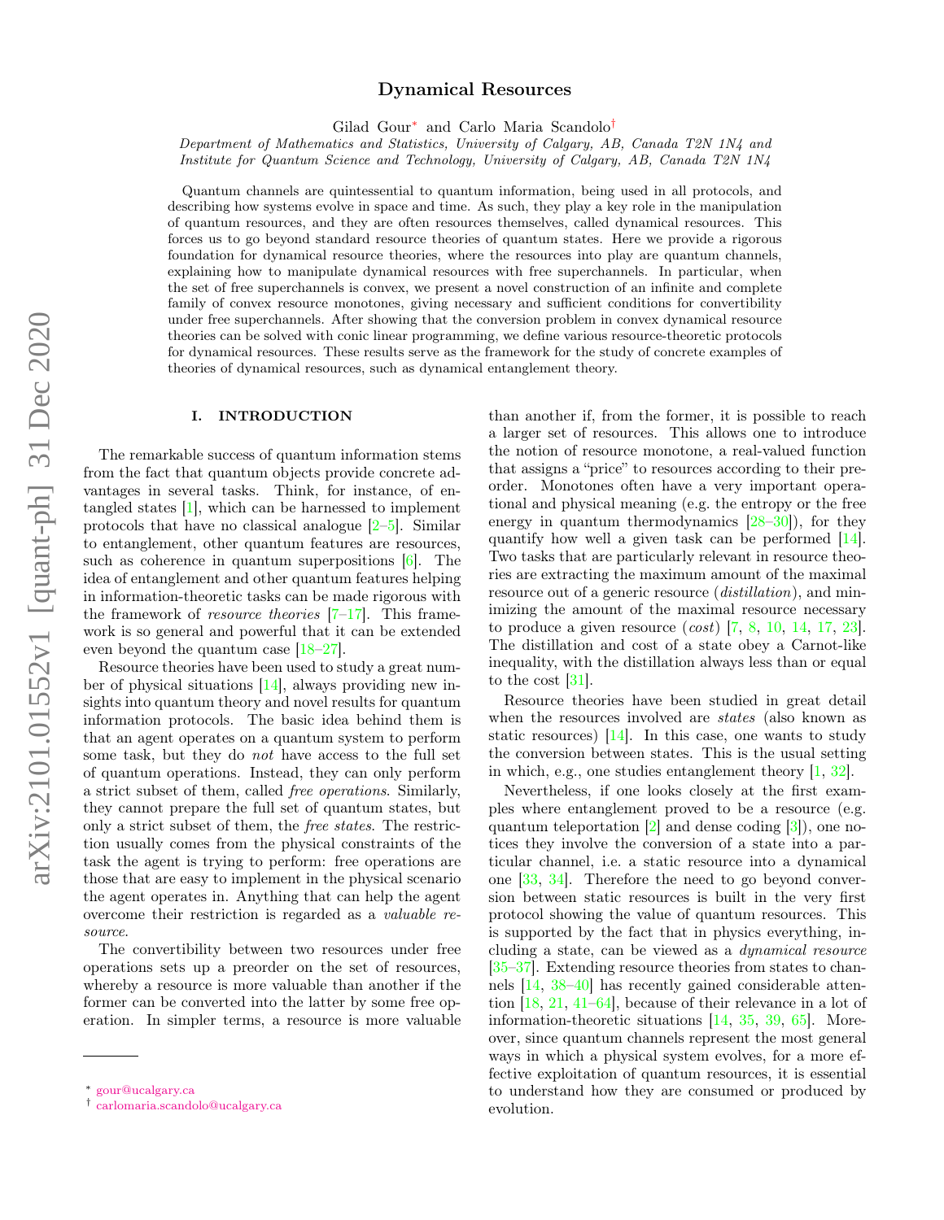# Dynamical Resources

Gilad Gour[*] and Carlo Maria Scandolo[†]

*Department of Mathematics and Statistics, University of Calgary, AB, Canada T2N 1N4 and*
*Institute for Quantum Science and Technology, University of Calgary, AB, Canada T2N 1N4*

Quantum channels are quintessential to quantum information, being used in all protocols, and describing how systems evolve in space and time. As such, they play a key role in the manipulation of quantum resources, and they are often resources themselves, called dynamical resources. This forces us to go beyond standard resource theories of quantum states. Here we provide a rigorous foundation for dynamical resource theories, where the resources into play are quantum channels, explaining how to manipulate dynamical resources with free superchannels. In particular, when the set of free superchannels is convex, we present a novel construction of an infinite and complete family of convex resource monotones, giving necessary and sufficient conditions for convertibility under free superchannels. After showing that the conversion problem in convex dynamical resource theories can be solved with conic linear programming, we define various resource-theoretic protocols for dynamical resources. These results serve as the framework for the study of concrete examples of theories of dynamical resources, such as dynamical entanglement theory.

## I. INTRODUCTION

The remarkable success of quantum information stems from the fact that quantum objects provide concrete advantages in several tasks. Think, for instance, of entangled states [1], which can be harnessed to implement protocols that have no classical analogue [2–5]. Similar to entanglement, other quantum features are resources, such as coherence in quantum superpositions [6]. The idea of entanglement and other quantum features helping in information-theoretic tasks can be made rigorous with the framework of *resource theories* [7–17]. This framework is so general and powerful that it can be extended even beyond the quantum case [18–27].

Resource theories have been used to study a great number of physical situations [14], always providing new insights into quantum theory and novel results for quantum information protocols. The basic idea behind them is that an agent operates on a quantum system to perform some task, but they do *not* have access to the full set of quantum operations. Instead, they can only perform a strict subset of them, called *free operations*. Similarly, they cannot prepare the full set of quantum states, but only a strict subset of them, the *free states*. The restriction usually comes from the physical constraints of the task the agent is trying to perform: free operations are those that are easy to implement in the physical scenario the agent operates in. Anything that can help the agent overcome their restriction is regarded as a *valuable resource*.

The convertibility between two resources under free operations sets up a preorder on the set of resources, whereby a resource is more valuable than another if the former can be converted into the latter by some free operation. In simpler terms, a resource is more valuable than another if, from the former, it is possible to reach a larger set of resources. This allows one to introduce the notion of resource monotone, a real-valued function that assigns a "price" to resources according to their preorder. Monotones often have a very important operational and physical meaning (e.g. the entropy or the free energy in quantum thermodynamics [28–30]), for they quantify how well a given task can be performed [14]. Two tasks that are particularly relevant in resource theories are extracting the maximum amount of the maximal resource out of a generic resource (*distillation*), and minimizing the amount of the maximal resource necessary to produce a given resource (*cost*) [7, 8, 10, 14, 17, 23]. The distillation and cost of a state obey a Carnot-like inequality, with the distillation always less than or equal to the cost [31].

Resource theories have been studied in great detail when the resources involved are *states* (also known as static resources) [14]. In this case, one wants to study the conversion between states. This is the usual setting in which, e.g., one studies entanglement theory [1, 32].

Nevertheless, if one looks closely at the first examples where entanglement proved to be a resource (e.g. quantum teleportation [2] and dense coding [3]), one notices they involve the conversion of a state into a particular channel, i.e. a static resource into a dynamical one [33, 34]. Therefore the need to go beyond conversion between static resources is built in the very first protocol showing the value of quantum resources. This is supported by the fact that in physics everything, including a state, can be viewed as a *dynamical resource* [35–37]. Extending resource theories from states to channels [14, 38–40] has recently gained considerable attention [18, 21, 41–64], because of their relevance in a lot of information-theoretic situations [14, 35, 39, 65]. Moreover, since quantum channels represent the most general ways in which a physical system evolves, for a more effective exploitation of quantum resources, it is essential to understand how they are consumed or produced by evolution.

[*] gour@ucalgary.ca
[†] carlomaria.scandolo@ucalgary.ca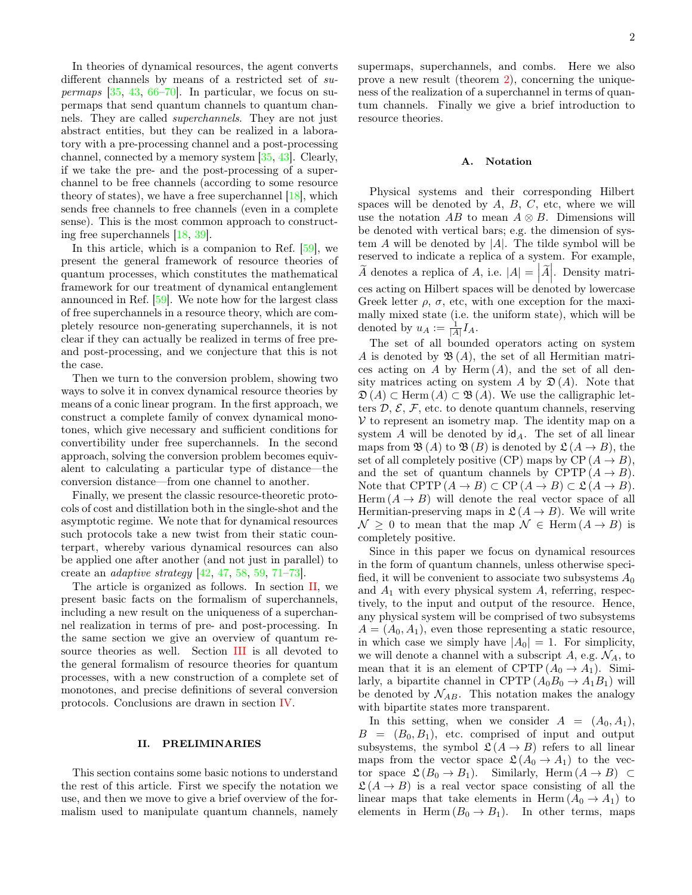In theories of dynamical resources, the agent converts different channels by means of a restricted set of *supermaps* [35, 43, 66–70]. In particular, we focus on supermaps that send quantum channels to quantum channels. They are called *superchannels*. They are not just abstract entities, but they can be realized in a laboratory with a pre-processing channel and a post-processing channel, connected by a memory system [35, 43]. Clearly, if we take the pre- and the post-processing of a superchannel to be free channels (according to some resource theory of states), we have a free superchannel [18], which sends free channels to free channels (even in a complete sense). This is the most common approach to constructing free superchannels [18, 39].

In this article, which is a companion to Ref. [59], we present the general framework of resource theories of quantum processes, which constitutes the mathematical framework for our treatment of dynamical entanglement announced in Ref. [59]. We note how for the largest class of free superchannels in a resource theory, which are completely resource non-generating superchannels, it is not clear if they can actually be realized in terms of free pre- and post-processing, and we conjecture that this is not the case.

Then we turn to the conversion problem, showing two ways to solve it in convex dynamical resource theories by means of a conic linear program. In the first approach, we construct a complete family of convex dynamical monotones, which give necessary and sufficient conditions for convertibility under free superchannels. In the second approach, solving the conversion problem becomes equivalent to calculating a particular type of distance—the conversion distance—from one channel to another.

Finally, we present the classic resource-theoretic protocols of cost and distillation both in the single-shot and the asymptotic regime. We note that for dynamical resources such protocols take a new twist from their static counterpart, whereby various dynamical resources can also be applied one after another (and not just in parallel) to create an *adaptive strategy* [42, 47, 58, 59, 71–73].

The article is organized as follows. In section II, we present basic facts on the formalism of superchannels, including a new result on the uniqueness of a superchannel realization in terms of pre- and post-processing. In the same section we give an overview of quantum resource theories as well. Section III is all devoted to the general formalism of resource theories for quantum processes, with a new construction of a complete set of monotones, and precise definitions of several conversion protocols. Conclusions are drawn in section IV.

## II. PRELIMINARIES

This section contains some basic notions to understand the rest of this article. First we specify the notation we use, and then we move to give a brief overview of the formalism used to manipulate quantum channels, namely supermaps, superchannels, and combs. Here we also prove a new result (theorem 2), concerning the uniqueness of the realization of a superchannel in terms of quantum channels. Finally we give a brief introduction to resource theories.

### A. Notation

Physical systems and their corresponding Hilbert spaces will be denoted by $A$, $B$, $C$, etc, where we will use the notation $AB$ to mean $A \otimes B$. Dimensions will be denoted with vertical bars; e.g. the dimension of system $A$ will be denoted by $|A|$. The tilde symbol will be reserved to indicate a replica of a system. For example, $\widetilde{A}$ denotes a replica of $A$, i.e. $|A| = \left|\widetilde{A}\right|$. Density matrices acting on Hilbert spaces will be denoted by lowercase Greek letter $\rho$, $\sigma$, etc, with one exception for the maximally mixed state (i.e. the uniform state), which will be denoted by $u_A := \frac{1}{|A|} I_A$.

The set of all bounded operators acting on system $A$ is denoted by $\mathfrak{B}(A)$, the set of all Hermitian matrices acting on $A$ by $\mathrm{Herm}(A)$, and the set of all density matrices acting on system $A$ by $\mathfrak{D}(A)$. Note that $\mathfrak{D}(A) \subset \mathrm{Herm}(A) \subset \mathfrak{B}(A)$. We use the calligraphic letters $\mathcal{D}$, $\mathcal{E}$, $\mathcal{F}$, etc. to denote quantum channels, reserving $\mathcal{V}$ to represent an isometry map. The identity map on a system $A$ will be denoted by $\mathsf{id}_A$. The set of all linear maps from $\mathfrak{B}(A)$ to $\mathfrak{B}(B)$ is denoted by $\mathfrak{L}(A \to B)$, the set of all completely positive (CP) maps by $\mathrm{CP}(A \to B)$, and the set of quantum channels by $\mathrm{CPTP}(A \to B)$. Note that $\mathrm{CPTP}(A \to B) \subset \mathrm{CP}(A \to B) \subset \mathfrak{L}(A \to B)$. $\mathrm{Herm}(A \to B)$ will denote the real vector space of all Hermitian-preserving maps in $\mathfrak{L}(A \to B)$. We will write $\mathcal{N} \geq 0$ to mean that the map $\mathcal{N} \in \mathrm{Herm}(A \to B)$ is completely positive.

Since in this paper we focus on dynamical resources in the form of quantum channels, unless otherwise specified, it will be convenient to associate two subsystems $A_0$ and $A_1$ with every physical system $A$, referring, respectively, to the input and output of the resource. Hence, any physical system will be comprised of two subsystems $A = (A_0, A_1)$, even those representing a static resource, in which case we simply have $|A_0| = 1$. For simplicity, we will denote a channel with a subscript $A$, e.g. $\mathcal{N}_A$, to mean that it is an element of $\mathrm{CPTP}(A_0 \to A_1)$. Similarly, a bipartite channel in $\mathrm{CPTP}(A_0B_0 \to A_1B_1)$ will be denoted by $\mathcal{N}_{AB}$. This notation makes the analogy with bipartite states more transparent.

In this setting, when we consider $A = (A_0, A_1)$, $B = (B_0, B_1)$, etc. comprised of input and output subsystems, the symbol $\mathfrak{L}(A \to B)$ refers to all linear maps from the vector space $\mathfrak{L}(A_0 \to A_1)$ to the vector space $\mathfrak{L}(B_0 \to B_1)$. Similarly, $\mathrm{Herm}(A \to B) \subset \mathfrak{L}(A \to B)$ is a real vector space consisting of all the linear maps that take elements in $\mathrm{Herm}(A_0 \to A_1)$ to elements in $\mathrm{Herm}(B_0 \to B_1)$. In other terms, maps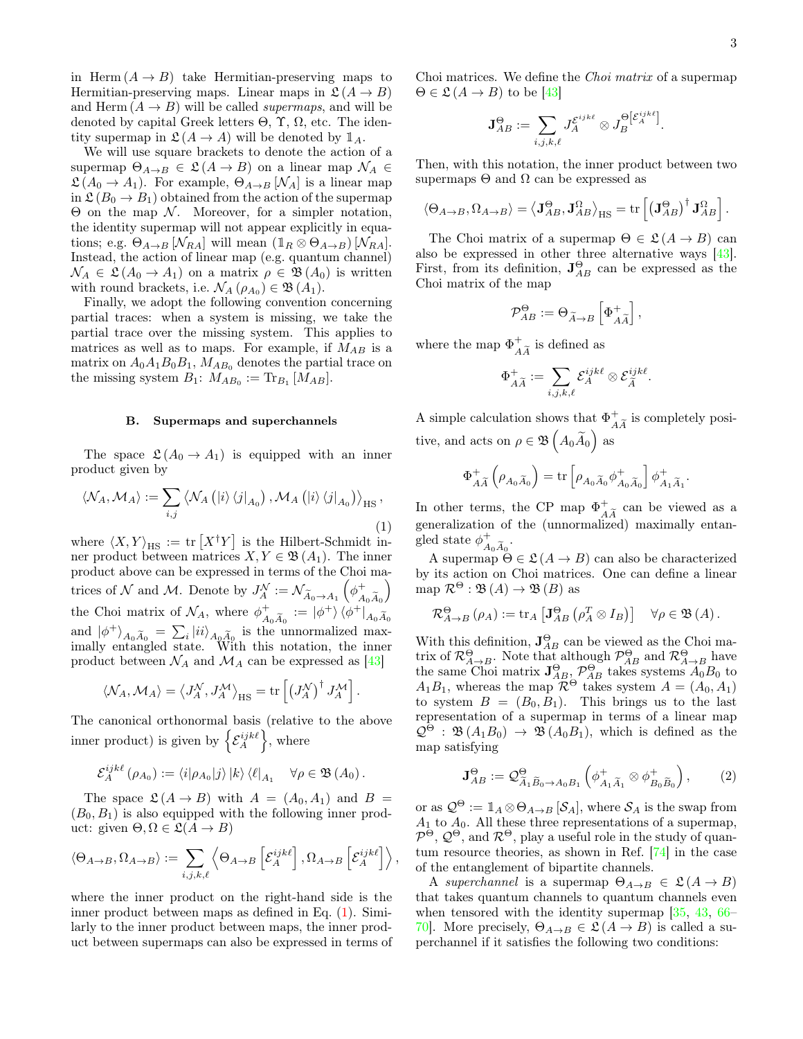in $\text{Herm}(A \to B)$ take Hermitian-preserving maps to Hermitian-preserving maps. Linear maps in $\mathfrak{L}(A \to B)$ and $\text{Herm}(A \to B)$ will be called *supermaps*, and will be denoted by capital Greek letters $\Theta$, $\Upsilon$, $\Omega$, etc. The identity supermap in $\mathfrak{L}(A \to A)$ will be denoted by $\mathbb{1}_A$.

We will use square brackets to denote the action of a supermap $\Theta_{A\to B} \in \mathfrak{L}(A \to B)$ on a linear map $\mathcal{N}_A \in \mathfrak{L}(A_0 \to A_1)$. For example, $\Theta_{A\to B}[\mathcal{N}_A]$ is a linear map in $\mathfrak{L}(B_0 \to B_1)$ obtained from the action of the supermap $\Theta$ on the map $\mathcal{N}$. Moreover, for a simpler notation, the identity supermap will not appear explicitly in equations; e.g. $\Theta_{A\to B}[\mathcal{N}_{RA}]$ will mean $(\mathbb{1}_R \otimes \Theta_{A\to B})[\mathcal{N}_{RA}]$. Instead, the action of linear map (e.g. quantum channel) $\mathcal{N}_A \in \mathfrak{L}(A_0 \to A_1)$ on a matrix $\rho \in \mathfrak{B}(A_0)$ is written with round brackets, i.e. $\mathcal{N}_A(\rho_{A_0}) \in \mathfrak{B}(A_1)$.

Finally, we adopt the following convention concerning partial traces: when a system is missing, we take the partial trace over the missing system. This applies to matrices as well as to maps. For example, if $M_{AB}$ is a matrix on $A_0A_1B_0B_1$, $M_{AB_0}$ denotes the partial trace on the missing system $B_1$: $M_{AB_0} := \text{Tr}_{B_1}[M_{AB}]$.

### B. Supermaps and superchannels

The space $\mathfrak{L}(A_0 \to A_1)$ is equipped with an inner product given by

$$\langle \mathcal{N}_A, \mathcal{M}_A \rangle := \sum_{i,j} \left\langle \mathcal{N}_A\left(|i\rangle\langle j|_{A_0}\right), \mathcal{M}_A\left(|i\rangle\langle j|_{A_0}\right)\right\rangle_{\text{HS}}, \tag{1}$$

where $\langle X, Y\rangle_{\text{HS}} := \text{tr}\left[X^\dagger Y\right]$ is the Hilbert-Schmidt inner product between matrices $X, Y \in \mathfrak{B}(A_1)$. The inner product above can be expressed in terms of the Choi matrices of $\mathcal{N}$ and $\mathcal{M}$. Denote by $J_A^{\mathcal{N}} := \mathcal{N}_{\widetilde{A}_0\to A_1}\left(\phi^+_{A_0\widetilde{A}_0}\right)$ the Choi matrix of $\mathcal{N}_A$, where $\phi^+_{A_0\widetilde{A}_0} := |\phi^+\rangle\langle\phi^+|_{A_0\widetilde{A}_0}$ and $|\phi^+\rangle_{A_0\widetilde{A}_0} = \sum_i |ii\rangle_{A_0\widetilde{A}_0}$ is the unnormalized maximally entangled state. With this notation, the inner product between $\mathcal{N}_A$ and $\mathcal{M}_A$ can be expressed as [43]

$$\langle \mathcal{N}_A, \mathcal{M}_A\rangle = \left\langle J_A^{\mathcal{N}}, J_A^{\mathcal{M}}\right\rangle_{\text{HS}} = \text{tr}\left[\left(J_A^{\mathcal{N}}\right)^\dagger J_A^{\mathcal{M}}\right].$$

The canonical orthonormal basis (relative to the above inner product) is given by $\left\{\mathcal{E}_A^{ijk\ell}\right\}$, where

$$\mathcal{E}_A^{ijk\ell}(\rho_{A_0}) := \langle i|\rho_{A_0}|j\rangle\, |k\rangle\langle \ell|_{A_1} \quad \forall \rho \in \mathfrak{B}(A_0).$$

The space $\mathfrak{L}(A \to B)$ with $A = (A_0, A_1)$ and $B = (B_0, B_1)$ is also equipped with the following inner product: given $\Theta, \Omega \in \mathfrak{L}(A \to B)$

$$\langle \Theta_{A\to B}, \Omega_{A\to B}\rangle := \sum_{i,j,k,\ell}\left\langle \Theta_{A\to B}\left[\mathcal{E}_A^{ijk\ell}\right], \Omega_{A\to B}\left[\mathcal{E}_A^{ijk\ell}\right]\right\rangle,$$

where the inner product on the right-hand side is the inner product between maps as defined in Eq. (1). Similarly to the inner product between maps, the inner product between supermaps can also be expressed in terms of Choi matrices. We define the *Choi matrix* of a supermap $\Theta \in \mathfrak{L}(A \to B)$ to be [43]

$$\mathbf{J}_{AB}^{\Theta} := \sum_{i,j,k,\ell} J_A^{\mathcal{E}_A^{ijk\ell}} \otimes J_B^{\Theta\left[\mathcal{E}_A^{ijk\ell}\right]}.$$

Then, with this notation, the inner product between two supermaps $\Theta$ and $\Omega$ can be expressed as

$$\langle \Theta_{A\to B}, \Omega_{A\to B}\rangle = \left\langle \mathbf{J}_{AB}^{\Theta}, \mathbf{J}_{AB}^{\Omega}\right\rangle_{\text{HS}} = \text{tr}\left[\left(\mathbf{J}_{AB}^{\Theta}\right)^\dagger \mathbf{J}_{AB}^{\Omega}\right].$$

The Choi matrix of a supermap $\Theta \in \mathfrak{L}(A \to B)$ can also be expressed in other three alternative ways [43]. First, from its definition, $\mathbf{J}_{AB}^{\Theta}$ can be expressed as the Choi matrix of the map

$$\mathcal{P}_{AB}^{\Theta} := \Theta_{\widetilde{A}\to B}\left[\Phi^+_{A\widetilde{A}}\right],$$

where the map $\Phi^+_{A\widetilde{A}}$ is defined as

$$\Phi^+_{A\widetilde{A}} := \sum_{i,j,k,\ell} \mathcal{E}_A^{ijk\ell} \otimes \mathcal{E}_{\widetilde{A}}^{ijk\ell}.$$

A simple calculation shows that $\Phi^+_{A\widetilde{A}}$ is completely positive, and acts on $\rho \in \mathfrak{B}\left(A_0\widetilde{A}_0\right)$ as

$$\Phi^+_{A\widetilde{A}}\left(\rho_{A_0\widetilde{A}_0}\right) = \text{tr}\left[\rho_{A_0\widetilde{A}_0}\phi^+_{A_0\widetilde{A}_0}\right]\phi^+_{A_1\widetilde{A}_1}.$$

In other terms, the CP map $\Phi^+_{A\widetilde{A}}$ can be viewed as a generalization of the (unnormalized) maximally entangled state $\phi^+_{A_0\widetilde{A}_0}$.

A supermap $\Theta \in \mathfrak{L}(A \to B)$ can also be characterized by its action on Choi matrices. One can define a linear map $\mathcal{R}^{\Theta} : \mathfrak{B}(A) \to \mathfrak{B}(B)$ as

$$\mathcal{R}_{A\to B}^{\Theta}(\rho_A) := \text{tr}_A\left[\mathbf{J}_{AB}^{\Theta}\left(\rho_A^T \otimes I_B\right)\right] \quad \forall \rho \in \mathfrak{B}(A).$$

With this definition, $\mathbf{J}_{AB}^{\Theta}$ can be viewed as the Choi matrix of $\mathcal{R}_{A\to B}^{\Theta}$. Note that although $\mathcal{P}_{AB}^{\Theta}$ and $\mathcal{R}_{A\to B}^{\Theta}$ have the same Choi matrix $\mathbf{J}_{AB}^{\Theta}$, $\mathcal{P}_{AB}^{\Theta}$ takes systems $A_0B_0$ to $A_1B_1$, whereas the map $\mathcal{R}^{\Theta}$ takes system $A = (A_0, A_1)$ to system $B = (B_0, B_1)$. This brings us to the last representation of a supermap in terms of a linear map $\mathcal{Q}^{\Theta} : \mathfrak{B}(A_1B_0) \to \mathfrak{B}(A_0B_1)$, which is defined as the map satisfying

$$\mathbf{J}_{AB}^{\Theta} := \mathcal{Q}^{\Theta}_{\widetilde{A}_1\widetilde{B}_0\to A_0B_1}\left(\phi^+_{A_1\widetilde{A}_1} \otimes \phi^+_{B_0\widetilde{B}_0}\right), \tag{2}$$

or as $\mathcal{Q}^{\Theta} := \mathbb{1}_A \otimes \Theta_{A\to B}[\mathcal{S}_A]$, where $\mathcal{S}_A$ is the swap from $A_1$ to $A_0$. All these three representations of a supermap, $\mathcal{P}^{\Theta}$, $\mathcal{Q}^{\Theta}$, and $\mathcal{R}^{\Theta}$, play a useful role in the study of quantum resource theories, as shown in Ref. [74] in the case of the entanglement of bipartite channels.

A *superchannel* is a supermap $\Theta_{A\to B} \in \mathfrak{L}(A \to B)$ that takes quantum channels to quantum channels even when tensored with the identity supermap [35, 43, 66–70]. More precisely, $\Theta_{A\to B} \in \mathfrak{L}(A \to B)$ is called a superchannel if it satisfies the following two conditions: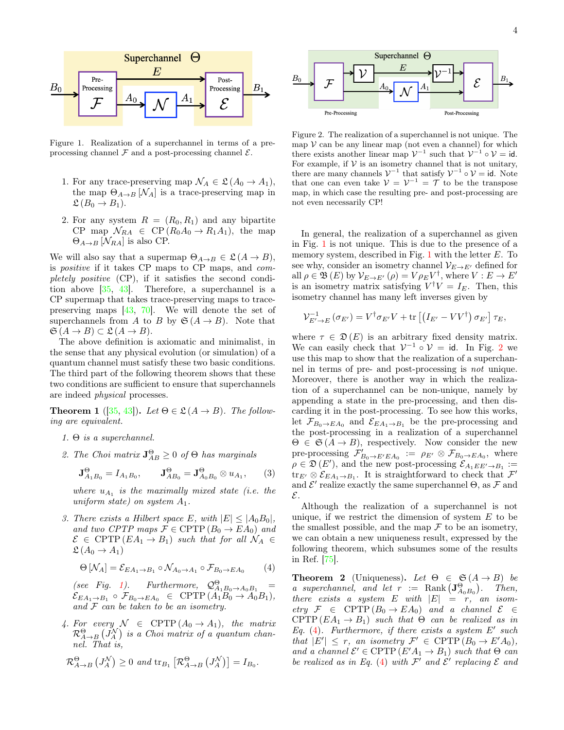Figure 1. Realization of a superchannel in terms of a pre-processing channel $\mathcal{F}$ and a post-processing channel $\mathcal{E}$.

1. For any trace-preserving map $\mathcal{N}_A \in \mathfrak{L}(A_0 \to A_1)$, the map $\Theta_{A\to B}[\mathcal{N}_A]$ is a trace-preserving map in $\mathfrak{L}(B_0 \to B_1)$.

2. For any system $R = (R_0, R_1)$ and any bipartite CP map $\mathcal{N}_{RA} \in \mathrm{CP}(R_0A_0 \to R_1A_1)$, the map $\Theta_{A\to B}[\mathcal{N}_{RA}]$ is also CP.

We will also say that a supermap $\Theta_{A\to B} \in \mathfrak{L}(A \to B)$, is *positive* if it takes CP maps to CP maps, and *completely positive* (CP), if it satisfies the second condition above [35, 43]. Therefore, a superchannel is a CP supermap that takes trace-preserving maps to trace-preserving maps [43, 70]. We will denote the set of superchannels from $A$ to $B$ by $\mathfrak{S}(A \to B)$. Note that $\mathfrak{S}(A \to B) \subset \mathfrak{L}(A \to B)$.

The above definition is axiomatic and minimalist, in the sense that any physical evolution (or simulation) of a quantum channel must satisfy these two basic conditions. The third part of the following theorem shows that these two conditions are sufficient to ensure that superchannels are indeed *physical* processes.

**Theorem 1** ([35, 43]). *Let $\Theta \in \mathfrak{L}(A \to B)$. The following are equivalent.*

1. *$\Theta$ is a superchannel.*

2. *The Choi matrix $\mathbf{J}^{\Theta}_{AB} \geq 0$ of $\Theta$ has marginals*
$$\mathbf{J}^{\Theta}_{A_1B_0} = I_{A_1B_0}, \qquad \mathbf{J}^{\Theta}_{AB_0} = \mathbf{J}^{\Theta}_{A_0B_0} \otimes u_{A_1}, \tag{3}$$
*where $u_{A_1}$ is the maximally mixed state (i.e. the uniform state) on system $A_1$.*

3. *There exists a Hilbert space $E$, with $|E| \leq |A_0B_0|$, and two CPTP maps $\mathcal{F} \in \mathrm{CPTP}(B_0 \to EA_0)$ and $\mathcal{E} \in \mathrm{CPTP}(EA_1 \to B_1)$ such that for all $\mathcal{N}_A \in \mathfrak{L}(A_0 \to A_1)$*
$$\Theta[\mathcal{N}_A] = \mathcal{E}_{EA_1\to B_1} \circ \mathcal{N}_{A_0\to A_1} \circ \mathcal{F}_{B_0\to EA_0} \tag{4}$$
*(see Fig. 1). Furthermore, $\mathcal{Q}^{\Theta}_{A_1B_0\to A_0B_1} = \mathcal{E}_{EA_1\to B_1} \circ \mathcal{F}_{B_0\to EA_0} \in \mathrm{CPTP}(A_1B_0 \to A_0B_1)$, and $\mathcal{F}$ can be taken to be an isometry.*

4. *For every $\mathcal{N} \in \mathrm{CPTP}(A_0 \to A_1)$, the matrix $\mathcal{R}^{\Theta}_{A\to B}(J^{\mathcal{N}}_A)$ is a Choi matrix of a quantum channel. That is,*
$$\mathcal{R}^{\Theta}_{A\to B}(J^{\mathcal{N}}_A) \geq 0 \text{ and } \mathrm{tr}_{B_1}\left[\mathcal{R}^{\Theta}_{A\to B}(J^{\mathcal{N}}_A)\right] = I_{B_0}.$$

Figure 2. The realization of a superchannel is not unique. The map $\mathcal{V}$ can be any linear map (not even a channel) for which there exists another linear map $\mathcal{V}^{-1}$ such that $\mathcal{V}^{-1} \circ \mathcal{V} = \mathsf{id}$. For example, if $\mathcal{V}$ is an isometry channel that is not unitary, there are many channels $\mathcal{V}^{-1}$ that satisfy $\mathcal{V}^{-1} \circ \mathcal{V} = \mathsf{id}$. Note that one can even take $\mathcal{V} = \mathcal{V}^{-1} = \mathcal{T}$ to be the transpose map, in which case the resulting pre- and post-processing are not even necessarily CP!

In general, the realization of a superchannel as given in Fig. 1 is not unique. This is due to the presence of a memory system, described in Fig. 1 with the letter $E$. To see why, consider an isometry channel $\mathcal{V}_{E\to E'}$ defined for all $\rho \in \mathfrak{B}(E)$ by $\mathcal{V}_{E\to E'}(\rho) = V\rho_E V^\dagger$, where $V : E \to E'$ is an isometry matrix satisfying $V^\dagger V = I_E$. Then, this isometry channel has many left inverses given by
$$\mathcal{V}^{-1}_{E'\to E}(\sigma_{E'}) = V^\dagger \sigma_{E'} V + \mathrm{tr}\left[\left(I_{E'} - VV^\dagger\right)\sigma_{E'}\right]\tau_E,$$
where $\tau \in \mathfrak{D}(E)$ is an arbitrary fixed density matrix. We can easily check that $\mathcal{V}^{-1} \circ \mathcal{V} = \mathsf{id}$. In Fig. 2 we use this map to show that the realization of a superchannel in terms of pre- and post-processing is *not* unique. Moreover, there is another way in which the realization of a superchannel can be non-unique, namely by appending a state in the pre-processing, and then discarding it in the post-processing. To see how this works, let $\mathcal{F}_{B_0\to EA_0}$ and $\mathcal{E}_{EA_1\to B_1}$ be the pre-processing and the post-processing in a realization of a superchannel $\Theta \in \mathfrak{S}(A \to B)$, respectively. Now consider the new pre-processing $\mathcal{F}'_{B_0\to E'EA_0} := \rho_{E'} \otimes \mathcal{F}_{B_0\to EA_0}$, where $\rho \in \mathfrak{D}(E')$, and the new post-processing $\mathcal{E}'_{A_1EE'\to B_1} := \mathrm{tr}_{E'} \otimes \mathcal{E}_{EA_1\to B_1}$. It is straightforward to check that $\mathcal{F}'$ and $\mathcal{E}'$ realize exactly the same superchannel $\Theta$, as $\mathcal{F}$ and $\mathcal{E}$.

Although the realization of a superchannel is not unique, if we restrict the dimension of system $E$ to be the smallest possible, and the map $\mathcal{F}$ to be an isometry, we can obtain a new uniqueness result, expressed by the following theorem, which subsumes some of the results in Ref. [75].

**Theorem 2** (Uniqueness). *Let $\Theta \in \mathfrak{S}(A \to B)$ be a superchannel, and let $r := \mathrm{Rank}\left(\mathbf{J}^{\Theta}_{A_0B_0}\right)$. Then, there exists a system $E$ with $|E| = r$, an isometry $\mathcal{F} \in \mathrm{CPTP}(B_0 \to EA_0)$ and a channel $\mathcal{E} \in \mathrm{CPTP}(EA_1 \to B_1)$ such that $\Theta$ can be realized as in Eq. (4). Furthermore, if there exists a system $E'$ such that $|E'| \leq r$, an isometry $\mathcal{F}' \in \mathrm{CPTP}(B_0 \to E'A_0)$, and a channel $\mathcal{E}' \in \mathrm{CPTP}(E'A_1 \to B_1)$ such that $\Theta$ can be realized as in Eq. (4) with $\mathcal{F}'$ and $\mathcal{E}'$ replacing $\mathcal{E}$ and*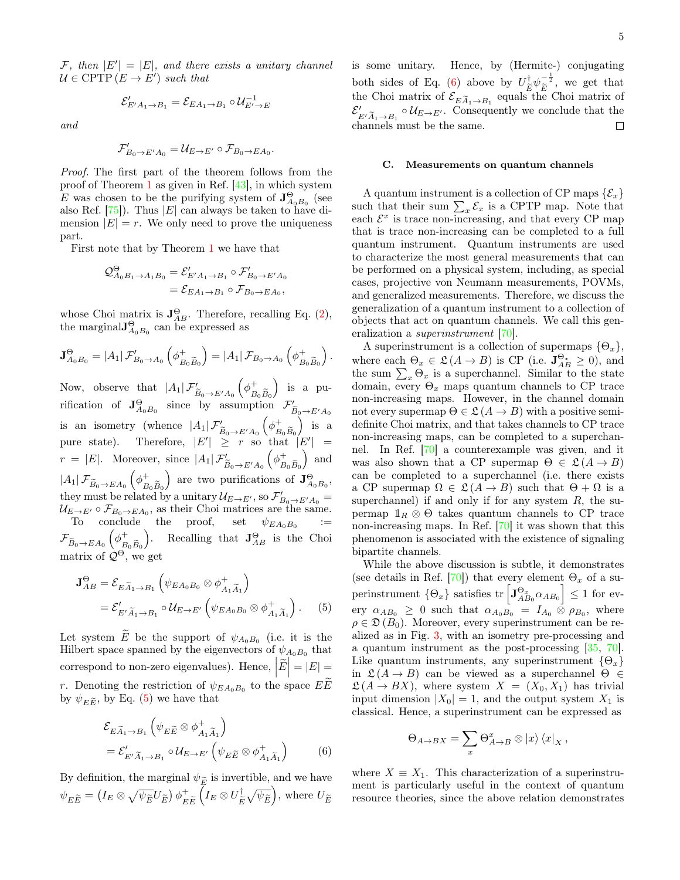*$\mathcal{F}$, then $|E'| = |E|$, and there exists a unitary channel $\mathcal{U} \in \text{CPTP}(E \to E')$ such that*

$$\mathcal{E}'_{E'A_1 \to B_1} = \mathcal{E}_{EA_1 \to B_1} \circ \mathcal{U}^{-1}_{E' \to E}$$

*and*

$$\mathcal{F}'_{B_0 \to E'A_0} = \mathcal{U}_{E \to E'} \circ \mathcal{F}_{B_0 \to EA_0}.$$

*Proof.* The first part of the theorem follows from the proof of Theorem 1 as given in Ref. [43], in which system $E$ was chosen to be the purifying system of $\mathbf{J}^{\Theta}_{A_0B_0}$ (see also Ref. [75]). Thus $|E|$ can always be taken to have dimension $|E| = r$. We only need to prove the uniqueness part.

First note that by Theorem 1 we have that

$$\begin{aligned}\mathcal{Q}^{\Theta}_{A_0B_1 \to A_1B_0} &= \mathcal{E}'_{E'A_1 \to B_1} \circ \mathcal{F}'_{B_0 \to E'A_0} \\ &= \mathcal{E}_{EA_1 \to B_1} \circ \mathcal{F}_{B_0 \to EA_0},\end{aligned}$$

whose Choi matrix is $\mathbf{J}^{\Theta}_{AB}$. Therefore, recalling Eq. (2), the marginal$\mathbf{J}^{\Theta}_{A_0B_0}$ can be expressed as

$$\mathbf{J}^{\Theta}_{A_0B_0} = |A_1|\, \mathcal{F}'_{B_0 \to A_0}\left(\phi^+_{B_0\widetilde{B}_0}\right) = |A_1|\, \mathcal{F}_{B_0 \to A_0}\left(\phi^+_{B_0\widetilde{B}_0}\right).$$

Now, observe that $|A_1|\, \mathcal{F}'_{\widetilde{B}_0 \to E'A_0}\left(\phi^+_{B_0\widetilde{B}_0}\right)$ is a purification of $\mathbf{J}^{\Theta}_{A_0B_0}$ since by assumption $\mathcal{F}'_{\widetilde{B}_0 \to E'A_0}$ is an isometry (whence $|A_1|\, \mathcal{F}'_{\widetilde{B}_0 \to E'A_0}\left(\phi^+_{B_0\widetilde{B}_0}\right)$ is a pure state). Therefore, $|E'| \geq r$ so that $|E'| = r = |E|$. Moreover, since $|A_1|\, \mathcal{F}'_{\widetilde{B}_0 \to E'A_0}\left(\phi^+_{B_0\widetilde{B}_0}\right)$ and $|A_1|\, \mathcal{F}_{\widetilde{B}_0 \to EA_0}\left(\phi^+_{B_0\widetilde{B}_0}\right)$ are two purifications of $\mathbf{J}^{\Theta}_{A_0B_0}$, they must be related by a unitary $\mathcal{U}_{E \to E'}$, so $\mathcal{F}'_{B_0 \to E'A_0} = \mathcal{U}_{E \to E'} \circ \mathcal{F}_{B_0 \to EA_0}$, as their Choi matrices are the same.

To conclude the proof, set $\psi_{EA_0B_0} := \mathcal{F}_{\widetilde{B}_0 \to EA_0}\left(\phi^+_{B_0\widetilde{B}_0}\right)$. Recalling that $\mathbf{J}^{\Theta}_{AB}$ is the Choi matrix of $\mathcal{Q}^{\Theta}$, we get

$$\begin{aligned}\mathbf{J}^{\Theta}_{AB} &= \mathcal{E}_{E\widetilde{A}_1 \to B_1}\left(\psi_{EA_0B_0} \otimes \phi^+_{A_1\widetilde{A}_1}\right) \\ &= \mathcal{E}'_{E'\widetilde{A}_1 \to B_1} \circ \mathcal{U}_{E \to E'}\left(\psi_{EA_0B_0} \otimes \phi^+_{A_1\widetilde{A}_1}\right). \quad (5)\end{aligned}$$

Let system $\widetilde{E}$ be the support of $\psi_{A_0B_0}$ (i.e. it is the Hilbert space spanned by the eigenvectors of $\psi_{A_0B_0}$ that correspond to non-zero eigenvalues). Hence, $\left|\widetilde{E}\right| = |E| = r$. Denoting the restriction of $\psi_{EA_0B_0}$ to the space $E\widetilde{E}$ by $\psi_{E\widetilde{E}}$, by Eq. (5) we have that

$$\begin{aligned}&\mathcal{E}_{E\widetilde{A}_1 \to B_1}\left(\psi_{E\widetilde{E}} \otimes \phi^+_{A_1\widetilde{A}_1}\right) \\ &= \mathcal{E}'_{E'\widetilde{A}_1 \to B_1} \circ \mathcal{U}_{E \to E'}\left(\psi_{E\widetilde{E}} \otimes \phi^+_{A_1\widetilde{A}_1}\right) \quad (6)\end{aligned}$$

By definition, the marginal $\psi_{\widetilde{E}}$ is invertible, and we have $\psi_{E\widetilde{E}} = \left(I_E \otimes \sqrt{\psi_{\widetilde{E}}}U_{\widetilde{E}}\right)\phi^+_{E\widetilde{E}}\left(I_E \otimes U^{\dagger}_{\widetilde{E}}\sqrt{\psi_{\widetilde{E}}}\right)$, where $U_{\widetilde{E}}$ is some unitary. Hence, by (Hermite-) conjugating both sides of Eq. (6) above by $U^{\dagger}_{\widetilde{E}}\psi^{-\frac{1}{2}}_{\widetilde{E}}$, we get that the Choi matrix of $\mathcal{E}_{E\widetilde{A}_1 \to B_1}$ equals the Choi matrix of $\mathcal{E}'_{E'\widetilde{A}_1 \to B_1} \circ \mathcal{U}_{E \to E'}$. Consequently we conclude that the channels must be the same. □

### C. Measurements on quantum channels

A quantum instrument is a collection of CP maps $\{\mathcal{E}_x\}$ such that their sum $\sum_x \mathcal{E}_x$ is a CPTP map. Note that each $\mathcal{E}^x$ is trace non-increasing, and that every CP map that is trace non-increasing can be completed to a full quantum instrument. Quantum instruments are used to characterize the most general measurements that can be performed on a physical system, including, as special cases, projective von Neumann measurements, POVMs, and generalized measurements. Therefore, we discuss the generalization of a quantum instrument to a collection of objects that act on quantum channels. We call this generalization a *superinstrument* [70].

A superinstrument is a collection of supermaps $\{\Theta_x\}$, where each $\Theta_x \in \mathfrak{L}(A \to B)$ is CP (i.e. $\mathbf{J}^{\Theta_x}_{AB} \geq 0$), and the sum $\sum_x \Theta_x$ is a superchannel. Similar to the state domain, every $\Theta_x$ maps quantum channels to CP trace non-increasing maps. However, in the channel domain not every supermap $\Theta \in \mathfrak{L}(A \to B)$ with a positive semi-definite Choi matrix, and that takes channels to CP trace non-increasing maps, can be completed to a superchannel. In Ref. [70] a counterexample was given, and it was also shown that a CP supermap $\Theta \in \mathfrak{L}(A \to B)$ can be completed to a superchannel (i.e. there exists a CP supermap $\Omega \in \mathfrak{L}(A \to B)$ such that $\Theta + \Omega$ is a superchannel) if and only if for any system $R$, the supermap $\mathbb{1}_R \otimes \Theta$ takes quantum channels to CP trace non-increasing maps. In Ref. [70] it was shown that this phenomenon is associated with the existence of signaling bipartite channels.

While the above discussion is subtle, it demonstrates (see details in Ref. [70]) that every element $\Theta_x$ of a superinstrument $\{\Theta_x\}$ satisfies $\text{tr}\left[\mathbf{J}^{\Theta_x}_{AB_0}\alpha_{AB_0}\right] \leq 1$ for every $\alpha_{AB_0} \geq 0$ such that $\alpha_{A_0B_0} = I_{A_0} \otimes \rho_{B_0}$, where $\rho \in \mathfrak{D}(B_0)$. Moreover, every superinstrument can be realized as in Fig. 3, with an isometry pre-processing and a quantum instrument as the post-processing [35, 70]. Like quantum instruments, any superinstrument $\{\Theta_x\}$ in $\mathfrak{L}(A \to B)$ can be viewed as a superchannel $\Theta \in \mathfrak{L}(A \to BX)$, where system $X = (X_0, X_1)$ has trivial input dimension $|X_0| = 1$, and the output system $X_1$ is classical. Hence, a superinstrument can be expressed as

$$\Theta_{A \to BX} = \sum_x \Theta^x_{A \to B} \otimes |x\rangle\langle x|_X\,,$$

where $X \equiv X_1$. This characterization of a superinstrument is particularly useful in the context of quantum resource theories, since the above relation demonstrates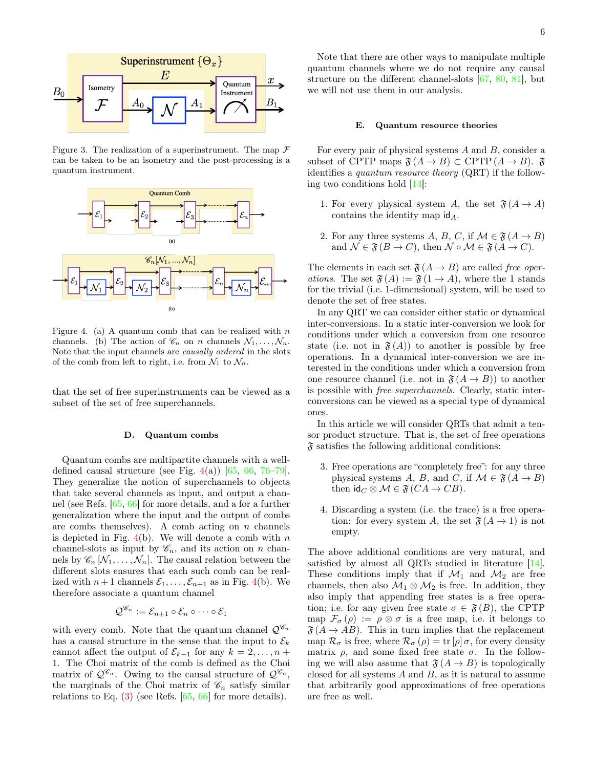Figure 3. The realization of a superinstrument. The map $\mathcal{F}$ can be taken to be an isometry and the post-processing is a quantum instrument.

Figure 4. (a) A quantum comb that can be realized with $n$ channels. (b) The action of $\mathscr{C}_n$ on $n$ channels $\mathcal{N}_1, \ldots, \mathcal{N}_n$. Note that the input channels are *causally ordered* in the slots of the comb from left to right, i.e. from $\mathcal{N}_1$ to $\mathcal{N}_n$.

that the set of free superinstruments can be viewed as a subset of the set of free superchannels.

### D. Quantum combs

Quantum combs are multipartite channels with a well-defined causal structure (see Fig. 4(a)) [65, 66, 76–79]. They generalize the notion of superchannels to objects that take several channels as input, and output a channel (see Refs. [65, 66] for more details, and a for a further generalization where the input and the output of combs are combs themselves). A comb acting on $n$ channels is depicted in Fig. 4(b). We will denote a comb with $n$ channel-slots as input by $\mathscr{C}_n$, and its action on $n$ channels by $\mathscr{C}_n[\mathcal{N}_1, \ldots, \mathcal{N}_n]$. The causal relation between the different slots ensures that each such comb can be realized with $n+1$ channels $\mathcal{E}_1, \ldots, \mathcal{E}_{n+1}$ as in Fig. 4(b). We therefore associate a quantum channel

$$\mathcal{Q}^{\mathscr{C}_n} := \mathcal{E}_{n+1} \circ \mathcal{E}_n \circ \cdots \circ \mathcal{E}_1$$

with every comb. Note that the quantum channel $\mathcal{Q}^{\mathscr{C}_n}$ has a causal structure in the sense that the input to $\mathcal{E}_k$ cannot affect the output of $\mathcal{E}_{k-1}$ for any $k = 2, \ldots, n+1$. The Choi matrix of the comb is defined as the Choi matrix of $\mathcal{Q}^{\mathscr{C}_n}$. Owing to the causal structure of $\mathcal{Q}^{\mathscr{C}_n}$, the marginals of the Choi matrix of $\mathscr{C}_n$ satisfy similar relations to Eq. (3) (see Refs. [65, 66] for more details).

Note that there are other ways to manipulate multiple quantum channels where we do not require any causal structure on the different channel-slots [67, 80, 81], but we will not use them in our analysis.

### E. Quantum resource theories

For every pair of physical systems $A$ and $B$, consider a subset of CPTP maps $\mathfrak{F}(A \to B) \subset \mathrm{CPTP}(A \to B)$. $\mathfrak{F}$ identifies a *quantum resource theory* (QRT) if the following two conditions hold [14]:

1. For every physical system $A$, the set $\mathfrak{F}(A \to A)$ contains the identity map $\mathsf{id}_A$.

2. For any three systems $A$, $B$, $C$, if $\mathcal{M} \in \mathfrak{F}(A \to B)$ and $\mathcal{N} \in \mathfrak{F}(B \to C)$, then $\mathcal{N} \circ \mathcal{M} \in \mathfrak{F}(A \to C)$.

The elements in each set $\mathfrak{F}(A \to B)$ are called *free operations*. The set $\mathfrak{F}(A) := \mathfrak{F}(1 \to A)$, where the 1 stands for the trivial (i.e. 1-dimensional) system, will be used to denote the set of free states.

In any QRT we can consider either static or dynamical inter-conversions. In a static inter-conversion we look for conditions under which a conversion from one resource state (i.e. not in $\mathfrak{F}(A)$) to another is possible by free operations. In a dynamical inter-conversion we are interested in the conditions under which a conversion from one resource channel (i.e. not in $\mathfrak{F}(A \to B)$) to another is possible with *free superchannels*. Clearly, static inter-conversions can be viewed as a special type of dynamical ones.

In this article we will consider QRTs that admit a tensor product structure. That is, the set of free operations $\mathfrak{F}$ satisfies the following additional conditions:

3. Free operations are "completely free": for any three physical systems $A$, $B$, and $C$, if $\mathcal{M} \in \mathfrak{F}(A \to B)$ then $\mathsf{id}_C \otimes \mathcal{M} \in \mathfrak{F}(CA \to CB)$.

4. Discarding a system (i.e. the trace) is a free operation: for every system $A$, the set $\mathfrak{F}(A \to 1)$ is not empty.

The above additional conditions are very natural, and satisfied by almost all QRTs studied in literature [14]. These conditions imply that if $\mathcal{M}_1$ and $\mathcal{M}_2$ are free channels, then also $\mathcal{M}_1 \otimes \mathcal{M}_2$ is free. In addition, they also imply that appending free states is a free operation; i.e. for any given free state $\sigma \in \mathfrak{F}(B)$, the CPTP map $\mathcal{F}_\sigma(\rho) := \rho \otimes \sigma$ is a free map, i.e. it belongs to $\mathfrak{F}(A \to AB)$. This in turn implies that the replacement map $\mathcal{R}_\sigma$ is free, where $\mathcal{R}_\sigma(\rho) = \mathrm{tr}[\rho]\,\sigma$, for every density matrix $\rho$, and some fixed free state $\sigma$. In the following we will also assume that $\mathfrak{F}(A \to B)$ is topologically closed for all systems $A$ and $B$, as it is natural to assume that arbitrarily good approximations of free operations are free as well.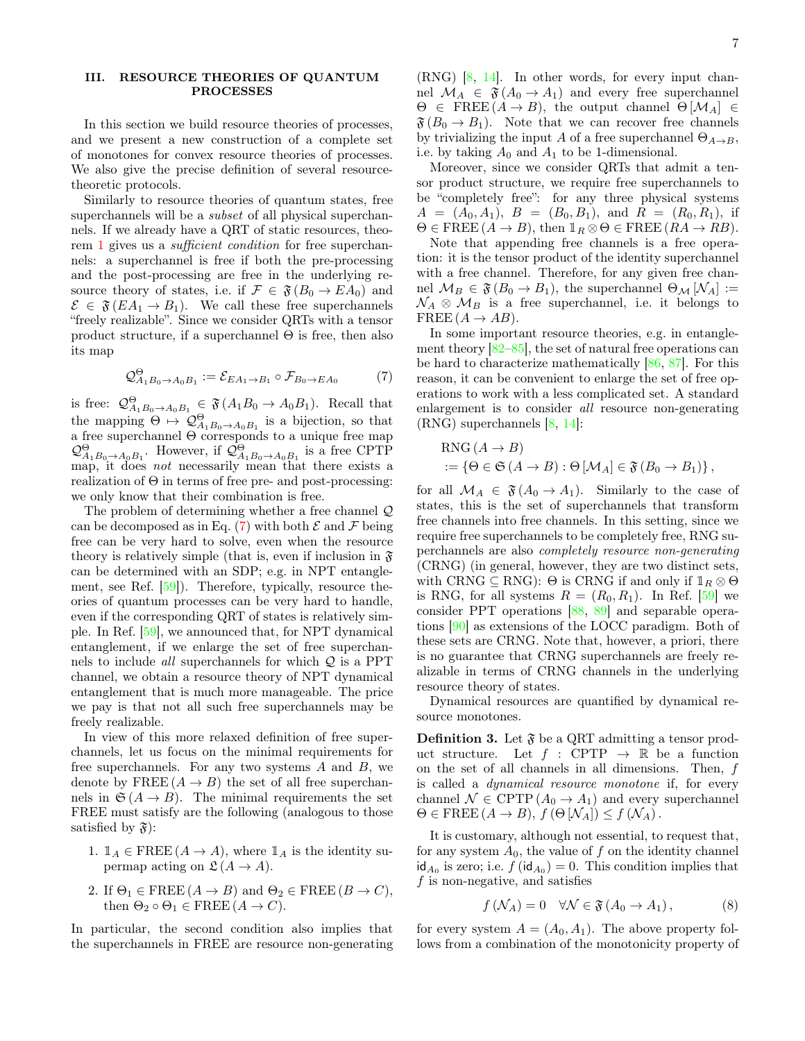## III. RESOURCE THEORIES OF QUANTUM PROCESSES

In this section we build resource theories of processes, and we present a new construction of a complete set of monotones for convex resource theories of processes. We also give the precise definition of several resource-theoretic protocols.

Similarly to resource theories of quantum states, free superchannels will be a *subset* of all physical superchannels. If we already have a QRT of static resources, theorem 1 gives us a *sufficient condition* for free superchannels: a superchannel is free if both the pre-processing and the post-processing are free in the underlying resource theory of states, i.e. if $\mathcal{F} \in \mathfrak{F}(B_0 \to EA_0)$ and $\mathcal{E} \in \mathfrak{F}(EA_1 \to B_1)$. We call these free superchannels "freely realizable". Since we consider QRTs with a tensor product structure, if a superchannel $\Theta$ is free, then also its map

$$\mathcal{Q}^{\Theta}_{A_1B_0\to A_0B_1} := \mathcal{E}_{EA_1\to B_1} \circ \mathcal{F}_{B_0\to EA_0} \tag{7}$$

is free: $\mathcal{Q}^{\Theta}_{A_1B_0\to A_0B_1} \in \mathfrak{F}(A_1B_0 \to A_0B_1)$. Recall that the mapping $\Theta \mapsto \mathcal{Q}^{\Theta}_{A_1B_0\to A_0B_1}$ is a bijection, so that a free superchannel $\Theta$ corresponds to a unique free map $\mathcal{Q}^{\Theta}_{A_1B_0\to A_0B_1}$. However, if $\mathcal{Q}^{\Theta}_{A_1B_0\to A_0B_1}$ is a free CPTP map, it does *not* necessarily mean that there exists a realization of $\Theta$ in terms of free pre- and post-processing: we only know that their combination is free.

The problem of determining whether a free channel $\mathcal{Q}$ can be decomposed as in Eq. (7) with both $\mathcal{E}$ and $\mathcal{F}$ being free can be very hard to solve, even when the resource theory is relatively simple (that is, even if inclusion in $\mathfrak{F}$ can be determined with an SDP; e.g. in NPT entanglement, see Ref. [59]). Therefore, typically, resource theories of quantum processes can be very hard to handle, even if the corresponding QRT of states is relatively simple. In Ref. [59], we announced that, for NPT dynamical entanglement, if we enlarge the set of free superchannels to include *all* superchannels for which $\mathcal{Q}$ is a PPT channel, we obtain a resource theory of NPT dynamical entanglement that is much more manageable. The price we pay is that not all such free superchannels may be freely realizable.

In view of this more relaxed definition of free superchannels, let us focus on the minimal requirements for free superchannels. For any two systems $A$ and $B$, we denote by $\mathrm{FREE}(A \to B)$ the set of all free superchannels in $\mathfrak{S}(A \to B)$. The minimal requirements the set FREE must satisfy are the following (analogous to those satisfied by $\mathfrak{F}$):

1. $\mathbb{1}_A \in \mathrm{FREE}(A \to A)$, where $\mathbb{1}_A$ is the identity supermap acting on $\mathfrak{L}(A \to A)$.
2. If $\Theta_1 \in \mathrm{FREE}(A \to B)$ and $\Theta_2 \in \mathrm{FREE}(B \to C)$, then $\Theta_2 \circ \Theta_1 \in \mathrm{FREE}(A \to C)$.

In particular, the second condition also implies that the superchannels in FREE are resource non-generating (RNG) [8, 14]. In other words, for every input channel $\mathcal{M}_A \in \mathfrak{F}(A_0 \to A_1)$ and every free superchannel $\Theta \in \mathrm{FREE}(A \to B)$, the output channel $\Theta[\mathcal{M}_A] \in \mathfrak{F}(B_0 \to B_1)$. Note that we can recover free channels by trivializing the input $A$ of a free superchannel $\Theta_{A\to B}$, i.e. by taking $A_0$ and $A_1$ to be 1-dimensional.

Moreover, since we consider QRTs that admit a tensor product structure, we require free superchannels to be "completely free": for any three physical systems $A = (A_0, A_1)$, $B = (B_0, B_1)$, and $R = (R_0, R_1)$, if $\Theta \in \mathrm{FREE}(A \to B)$, then $\mathbb{1}_R \otimes \Theta \in \mathrm{FREE}(RA \to RB)$.

Note that appending free channels is a free operation: it is the tensor product of the identity superchannel with a free channel. Therefore, for any given free channel $\mathcal{M}_B \in \mathfrak{F}(B_0 \to B_1)$, the superchannel $\Theta_{\mathcal{M}}[\mathcal{N}_A] := \mathcal{N}_A \otimes \mathcal{M}_B$ is a free superchannel, i.e. it belongs to $\mathrm{FREE}(A \to AB)$.

In some important resource theories, e.g. in entanglement theory [82–85], the set of natural free operations can be hard to characterize mathematically [86, 87]. For this reason, it can be convenient to enlarge the set of free operations to work with a less complicated set. A standard enlargement is to consider *all* resource non-generating (RNG) superchannels [8, 14]:

$$\begin{aligned}
&\mathrm{RNG}(A \to B)\\
&:= \{\Theta \in \mathfrak{S}(A \to B) : \Theta[\mathcal{M}_A] \in \mathfrak{F}(B_0 \to B_1)\},
\end{aligned}$$

for all $\mathcal{M}_A \in \mathfrak{F}(A_0 \to A_1)$. Similarly to the case of states, this is the set of superchannels that transform free channels into free channels. In this setting, since we require free superchannels to be completely free, RNG superchannels are also *completely resource non-generating* (CRNG) (in general, however, they are two distinct sets, with CRNG $\subseteq$ RNG): $\Theta$ is CRNG if and only if $\mathbb{1}_R \otimes \Theta$ is RNG, for all systems $R = (R_0, R_1)$. In Ref. [59] we consider PPT operations [88, 89] and separable operations [90] as extensions of the LOCC paradigm. Both of these sets are CRNG. Note that, however, a priori, there is no guarantee that CRNG superchannels are freely realizable in terms of CRNG channels in the underlying resource theory of states.

Dynamical resources are quantified by dynamical resource monotones.

**Definition 3.** Let $\mathfrak{F}$ be a QRT admitting a tensor product structure. Let $f : \mathrm{CPTP} \to \mathbb{R}$ be a function on the set of all channels in all dimensions. Then, $f$ is called a *dynamical resource monotone* if, for every channel $\mathcal{N} \in \mathrm{CPTP}(A_0 \to A_1)$ and every superchannel $\Theta \in \mathrm{FREE}(A \to B)$, $f(\Theta[\mathcal{N}_A]) \leq f(\mathcal{N}_A)$.

It is customary, although not essential, to request that, for any system $A_0$, the value of $f$ on the identity channel $\mathsf{id}_{A_0}$ is zero; i.e. $f(\mathsf{id}_{A_0}) = 0$. This condition implies that $f$ is non-negative, and satisfies

$$f(\mathcal{N}_A) = 0 \quad \forall \mathcal{N} \in \mathfrak{F}(A_0 \to A_1), \tag{8}$$

for every system $A = (A_0, A_1)$. The above property follows from a combination of the monotonicity property of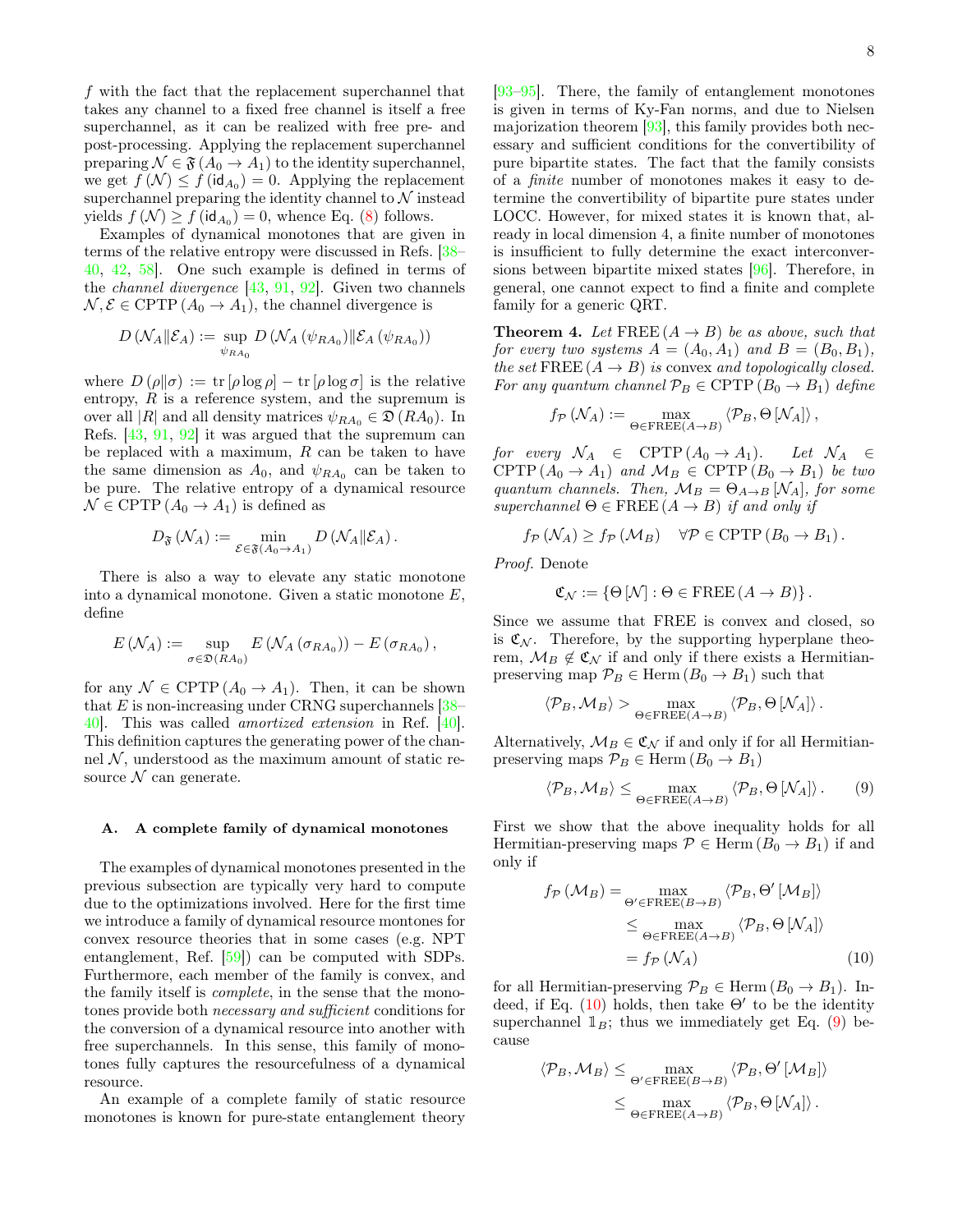$f$ with the fact that the replacement superchannel that takes any channel to a fixed free channel is itself a free superchannel, as it can be realized with free pre- and post-processing. Applying the replacement superchannel preparing $\mathcal{N} \in \mathfrak{F}(A_0 \to A_1)$ to the identity superchannel, we get $f(\mathcal{N}) \le f(\mathsf{id}_{A_0}) = 0$. Applying the replacement superchannel preparing the identity channel to $\mathcal{N}$ instead yields $f(\mathcal{N}) \ge f(\mathsf{id}_{A_0}) = 0$, whence Eq. (8) follows.

Examples of dynamical monotones that are given in terms of the relative entropy were discussed in Refs. [38–40, 42, 58]. One such example is defined in terms of the *channel divergence* [43, 91, 92]. Given two channels $\mathcal{N}, \mathcal{E} \in \mathrm{CPTP}(A_0 \to A_1)$, the channel divergence is

$$D(\mathcal{N}_A \| \mathcal{E}_A) := \sup_{\psi_{RA_0}} D(\mathcal{N}_A(\psi_{RA_0}) \| \mathcal{E}_A(\psi_{RA_0}))$$

where $D(\rho\|\sigma) := \mathrm{tr}[\rho \log \rho] - \mathrm{tr}[\rho \log \sigma]$ is the relative entropy, $R$ is a reference system, and the supremum is over all $|R|$ and all density matrices $\psi_{RA_0} \in \mathfrak{D}(RA_0)$. In Refs. [43, 91, 92] it was argued that the supremum can be replaced with a maximum, $R$ can be taken to have the same dimension as $A_0$, and $\psi_{RA_0}$ can be taken to be pure. The relative entropy of a dynamical resource $\mathcal{N} \in \mathrm{CPTP}(A_0 \to A_1)$ is defined as

$$D_{\mathfrak{F}}(\mathcal{N}_A) := \min_{\mathcal{E} \in \mathfrak{F}(A_0 \to A_1)} D(\mathcal{N}_A \| \mathcal{E}_A).$$

There is also a way to elevate any static monotone into a dynamical monotone. Given a static monotone $E$, define

$$E(\mathcal{N}_A) := \sup_{\sigma \in \mathfrak{D}(RA_0)} E(\mathcal{N}_A(\sigma_{RA_0})) - E(\sigma_{RA_0}),$$

for any $\mathcal{N} \in \mathrm{CPTP}(A_0 \to A_1)$. Then, it can be shown that $E$ is non-increasing under CRNG superchannels [38–40]. This was called *amortized extension* in Ref. [40]. This definition captures the generating power of the channel $\mathcal{N}$, understood as the maximum amount of static resource $\mathcal{N}$ can generate.

### A. A complete family of dynamical monotones

The examples of dynamical monotones presented in the previous subsection are typically very hard to compute due to the optimizations involved. Here for the first time we introduce a family of dynamical resource montones for convex resource theories that in some cases (e.g. NPT entanglement, Ref. [59]) can be computed with SDPs. Furthermore, each member of the family is convex, and the family itself is *complete*, in the sense that the monotones provide both *necessary and sufficient* conditions for the conversion of a dynamical resource into another with free superchannels. In this sense, this family of monotones fully captures the resourcefulness of a dynamical resource.

An example of a complete family of static resource monotones is known for pure-state entanglement theory [93–95]. There, the family of entanglement monotones is given in terms of Ky-Fan norms, and due to Nielsen majorization theorem [93], this family provides both necessary and sufficient conditions for the convertibility of pure bipartite states. The fact that the family consists of a *finite* number of monotones makes it easy to determine the convertibility of bipartite pure states under LOCC. However, for mixed states it is known that, already in local dimension 4, a finite number of monotones is insufficient to fully determine the exact interconversions between bipartite mixed states [96]. Therefore, in general, one cannot expect to find a finite and complete family for a generic QRT.

**Theorem 4.** *Let $\mathrm{FREE}(A \to B)$ be as above, such that for every two systems $A = (A_0, A_1)$ and $B = (B_0, B_1)$, the set $\mathrm{FREE}(A \to B)$ is* convex *and topologically closed. For any quantum channel $\mathcal{P}_B \in \mathrm{CPTP}(B_0 \to B_1)$ define*

$$f_{\mathcal{P}}(\mathcal{N}_A) := \max_{\Theta \in \mathrm{FREE}(A \to B)} \langle \mathcal{P}_B, \Theta[\mathcal{N}_A] \rangle,$$

*for every $\mathcal{N}_A \in \mathrm{CPTP}(A_0 \to A_1)$. Let $\mathcal{N}_A \in \mathrm{CPTP}(A_0 \to A_1)$ and $\mathcal{M}_B \in \mathrm{CPTP}(B_0 \to B_1)$ be two quantum channels. Then, $\mathcal{M}_B = \Theta_{A \to B}[\mathcal{N}_A]$, for some superchannel $\Theta \in \mathrm{FREE}(A \to B)$ if and only if*

$$f_{\mathcal{P}}(\mathcal{N}_A) \ge f_{\mathcal{P}}(\mathcal{M}_B) \quad \forall \mathcal{P} \in \mathrm{CPTP}(B_0 \to B_1).$$

*Proof.* Denote

$$\mathfrak{C}_{\mathcal{N}} := \{\Theta[\mathcal{N}] : \Theta \in \mathrm{FREE}(A \to B)\}.$$

Since we assume that FREE is convex and closed, so is $\mathfrak{C}_{\mathcal{N}}$. Therefore, by the supporting hyperplane theorem, $\mathcal{M}_B \notin \mathfrak{C}_{\mathcal{N}}$ if and only if there exists a Hermitian-preserving map $\mathcal{P}_B \in \mathrm{Herm}(B_0 \to B_1)$ such that

$$\langle \mathcal{P}_B, \mathcal{M}_B \rangle > \max_{\Theta \in \mathrm{FREE}(A \to B)} \langle \mathcal{P}_B, \Theta[\mathcal{N}_A] \rangle.$$

Alternatively, $\mathcal{M}_B \in \mathfrak{C}_{\mathcal{N}}$ if and only if for all Hermitian-preserving maps $\mathcal{P}_B \in \mathrm{Herm}(B_0 \to B_1)$

$$\langle \mathcal{P}_B, \mathcal{M}_B \rangle \le \max_{\Theta \in \mathrm{FREE}(A \to B)} \langle \mathcal{P}_B, \Theta[\mathcal{N}_A] \rangle. \tag{9}$$

First we show that the above inequality holds for all Hermitian-preserving maps $\mathcal{P} \in \mathrm{Herm}(B_0 \to B_1)$ if and only if

$$\begin{aligned} f_{\mathcal{P}}(\mathcal{M}_B) &= \max_{\Theta' \in \mathrm{FREE}(B \to B)} \langle \mathcal{P}_B, \Theta'[\mathcal{M}_B] \rangle \\ &\le \max_{\Theta \in \mathrm{FREE}(A \to B)} \langle \mathcal{P}_B, \Theta[\mathcal{N}_A] \rangle \\ &= f_{\mathcal{P}}(\mathcal{N}_A) \end{aligned} \tag{10}$$

for all Hermitian-preserving $\mathcal{P}_B \in \mathrm{Herm}(B_0 \to B_1)$. Indeed, if Eq. (10) holds, then take $\Theta'$ to be the identity superchannel $\mathbb{1}_B$; thus we immediately get Eq. (9) because

$$\begin{aligned} \langle \mathcal{P}_B, \mathcal{M}_B \rangle &\le \max_{\Theta' \in \mathrm{FREE}(B \to B)} \langle \mathcal{P}_B, \Theta'[\mathcal{M}_B] \rangle \\ &\le \max_{\Theta \in \mathrm{FREE}(A \to B)} \langle \mathcal{P}_B, \Theta[\mathcal{N}_A] \rangle. \end{aligned}$$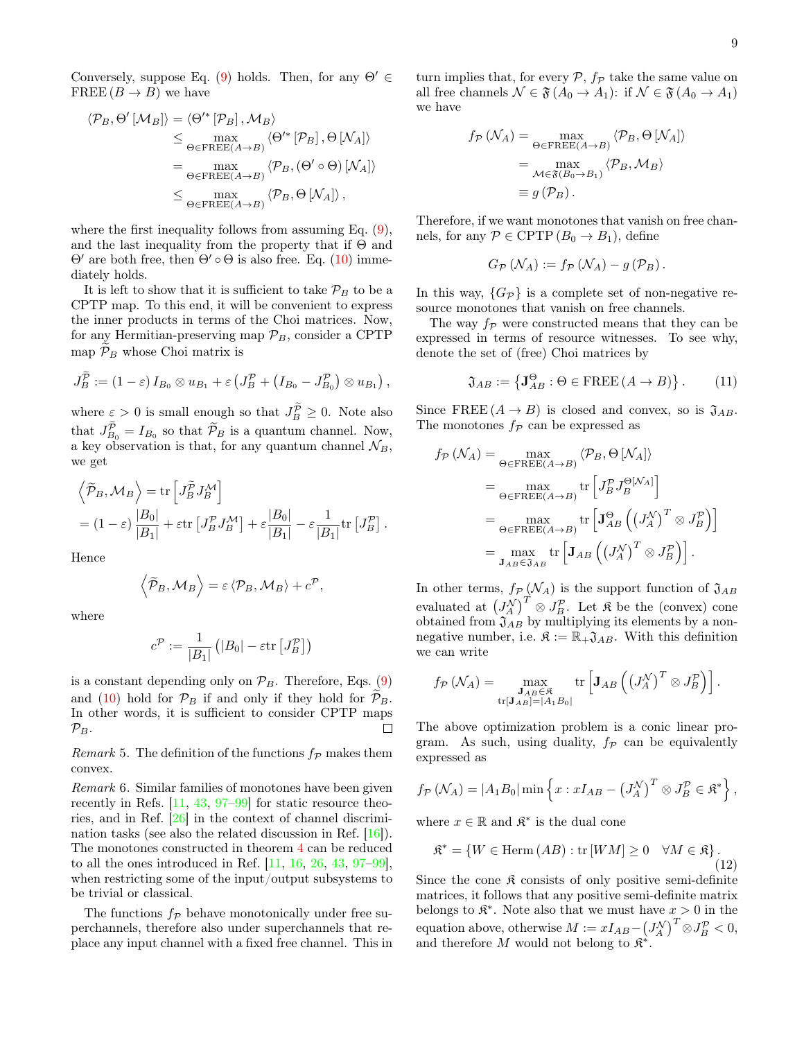Conversely, suppose Eq. (9) holds. Then, for any $\Theta' \in \text{FREE}(B \to B)$ we have

$$
\begin{aligned}
\langle \mathcal{P}_B, \Theta' [\mathcal{M}_B] \rangle &= \langle \Theta'^* [\mathcal{P}_B], \mathcal{M}_B \rangle \\
&\leq \max_{\Theta \in \text{FREE}(A \to B)} \langle \Theta'^* [\mathcal{P}_B], \Theta [\mathcal{N}_A] \rangle \\
&= \max_{\Theta \in \text{FREE}(A \to B)} \langle \mathcal{P}_B, (\Theta' \circ \Theta) [\mathcal{N}_A] \rangle \\
&\leq \max_{\Theta \in \text{FREE}(A \to B)} \langle \mathcal{P}_B, \Theta [\mathcal{N}_A] \rangle ,
\end{aligned}
$$

where the first inequality follows from assuming Eq. (9), and the last inequality from the property that if $\Theta$ and $\Theta'$ are both free, then $\Theta' \circ \Theta$ is also free. Eq. (10) immediately holds.

It is left to show that it is sufficient to take $\mathcal{P}_B$ to be a CPTP map. To this end, it will be convenient to express the inner products in terms of the Choi matrices. Now, for any Hermitian-preserving map $\mathcal{P}_B$, consider a CPTP map $\widetilde{\mathcal{P}}_B$ whose Choi matrix is

$$
J_B^{\widetilde{\mathcal{P}}} := (1-\varepsilon) I_{B_0} \otimes u_{B_1} + \varepsilon \left( J_B^{\mathcal{P}} + \left( I_{B_0} - J_{B_0}^{\mathcal{P}} \right) \otimes u_{B_1} \right),
$$

where $\varepsilon > 0$ is small enough so that $J_B^{\widetilde{\mathcal{P}}} \geq 0$. Note also that $J_{B_0}^{\widetilde{\mathcal{P}}} = I_{B_0}$ so that $\widetilde{\mathcal{P}}_B$ is a quantum channel. Now, a key observation is that, for any quantum channel $\mathcal{N}_B$, we get

$$
\begin{aligned}
&\left\langle \widetilde{\mathcal{P}}_B, \mathcal{M}_B \right\rangle = \text{tr}\left[ J_B^{\widetilde{\mathcal{P}}} J_B^{\mathcal{M}} \right] \\
&= (1-\varepsilon) \frac{|B_0|}{|B_1|} + \varepsilon \text{tr}\left[ J_B^{\mathcal{P}} J_B^{\mathcal{M}} \right] + \varepsilon \frac{|B_0|}{|B_1|} - \varepsilon \frac{1}{|B_1|} \text{tr}\left[ J_B^{\mathcal{P}} \right].
\end{aligned}
$$

Hence

$$
\left\langle \widetilde{\mathcal{P}}_B, \mathcal{M}_B \right\rangle = \varepsilon \langle \mathcal{P}_B, \mathcal{M}_B \rangle + c^{\mathcal{P}},
$$

where

$$
c^{\mathcal{P}} := \frac{1}{|B_1|} \left( |B_0| - \varepsilon \text{tr}\left[ J_B^{\mathcal{P}} \right] \right)
$$

is a constant depending only on $\mathcal{P}_B$. Therefore, Eqs. (9) and (10) hold for $\mathcal{P}_B$ if and only if they hold for $\widetilde{\mathcal{P}}_B$. In other words, it is sufficient to consider CPTP maps $\mathcal{P}_B$. ◻

*Remark* 5. The definition of the functions $f_{\mathcal{P}}$ makes them convex.

*Remark* 6. Similar families of monotones have been given recently in Refs. [11, 43, 97–99] for static resource theories, and in Ref. [26] in the context of channel discrimination tasks (see also the related discussion in Ref. [16]). The monotones constructed in theorem 4 can be reduced to all the ones introduced in Ref. [11, 16, 26, 43, 97–99], when restricting some of the input/output subsystems to be trivial or classical.

The functions $f_{\mathcal{P}}$ behave monotonically under free superchannels, therefore also under superchannels that replace any input channel with a fixed free channel. This in turn implies that, for every $\mathcal{P}$, $f_{\mathcal{P}}$ take the same value on all free channels $\mathcal{N} \in \mathfrak{F}(A_0 \to A_1)$: if $\mathcal{N} \in \mathfrak{F}(A_0 \to A_1)$ we have

$$
\begin{aligned}
f_{\mathcal{P}}(\mathcal{N}_A) &= \max_{\Theta \in \text{FREE}(A \to B)} \langle \mathcal{P}_B, \Theta [\mathcal{N}_A] \rangle \\
&= \max_{\mathcal{M} \in \mathfrak{F}(B_0 \to B_1)} \langle \mathcal{P}_B, \mathcal{M}_B \rangle \\
&\equiv g(\mathcal{P}_B).
\end{aligned}
$$

Therefore, if we want monotones that vanish on free channels, for any $\mathcal{P} \in \text{CPTP}(B_0 \to B_1)$, define

$$
G_{\mathcal{P}}(\mathcal{N}_A) := f_{\mathcal{P}}(\mathcal{N}_A) - g(\mathcal{P}_B).
$$

In this way, $\{G_{\mathcal{P}}\}$ is a complete set of non-negative resource monotones that vanish on free channels.

The way $f_{\mathcal{P}}$ were constructed means that they can be expressed in terms of resource witnesses. To see why, denote the set of (free) Choi matrices by

$$
\mathfrak{J}_{AB} := \left\{ \mathbf{J}_{AB}^{\Theta} : \Theta \in \text{FREE}(A \to B) \right\}. \tag{11}
$$

Since $\text{FREE}(A \to B)$ is closed and convex, so is $\mathfrak{J}_{AB}$. The monotones $f_{\mathcal{P}}$ can be expressed as

$$
\begin{aligned}
f_{\mathcal{P}}(\mathcal{N}_A) &= \max_{\Theta \in \text{FREE}(A \to B)} \langle \mathcal{P}_B, \Theta [\mathcal{N}_A] \rangle \\
&= \max_{\Theta \in \text{FREE}(A \to B)} \text{tr}\left[ J_B^{\mathcal{P}} J_B^{\Theta[\mathcal{N}_A]} \right] \\
&= \max_{\Theta \in \text{FREE}(A \to B)} \text{tr}\left[ \mathbf{J}_{AB}^{\Theta} \left( \left( J_A^{\mathcal{N}} \right)^T \otimes J_B^{\mathcal{P}} \right) \right] \\
&= \max_{\mathbf{J}_{AB} \in \mathfrak{J}_{AB}} \text{tr}\left[ \mathbf{J}_{AB} \left( \left( J_A^{\mathcal{N}} \right)^T \otimes J_B^{\mathcal{P}} \right) \right].
\end{aligned}
$$

In other terms, $f_{\mathcal{P}}(\mathcal{N}_A)$ is the support function of $\mathfrak{J}_{AB}$ evaluated at $\left( J_A^{\mathcal{N}} \right)^T \otimes J_B^{\mathcal{P}}$. Let $\mathfrak{K}$ be the (convex) cone obtained from $\mathfrak{J}_{AB}$ by multiplying its elements by a non-negative number, i.e. $\mathfrak{K} := \mathbb{R}_+ \mathfrak{J}_{AB}$. With this definition we can write

$$
f_{\mathcal{P}}(\mathcal{N}_A) = \max_{\substack{\mathbf{J}_{AB} \in \mathfrak{K} \\ \text{tr}[\mathbf{J}_{AB}] = |A_1 B_0|}} \text{tr}\left[ \mathbf{J}_{AB} \left( \left( J_A^{\mathcal{N}} \right)^T \otimes J_B^{\mathcal{P}} \right) \right].
$$

The above optimization problem is a conic linear program. As such, using duality, $f_{\mathcal{P}}$ can be equivalently expressed as

$$
f_{\mathcal{P}}(\mathcal{N}_A) = |A_1 B_0| \min \left\{ x : x I_{AB} - \left( J_A^{\mathcal{N}} \right)^T \otimes J_B^{\mathcal{P}} \in \mathfrak{K}^* \right\},
$$

where $x \in \mathbb{R}$ and $\mathfrak{K}^*$ is the dual cone

$$
\mathfrak{K}^* = \left\{ W \in \text{Herm}(AB) : \text{tr}[WM] \geq 0 \quad \forall M \in \mathfrak{K} \right\}. \tag{12}
$$

Since the cone $\mathfrak{K}$ consists of only positive semi-definite matrices, it follows that any positive semi-definite matrix belongs to $\mathfrak{K}^*$. Note also that we must have $x > 0$ in the equation above, otherwise $M := x I_{AB} - \left( J_A^{\mathcal{N}} \right)^T \otimes J_B^{\mathcal{P}} < 0$, and therefore $M$ would not belong to $\mathfrak{K}^*$.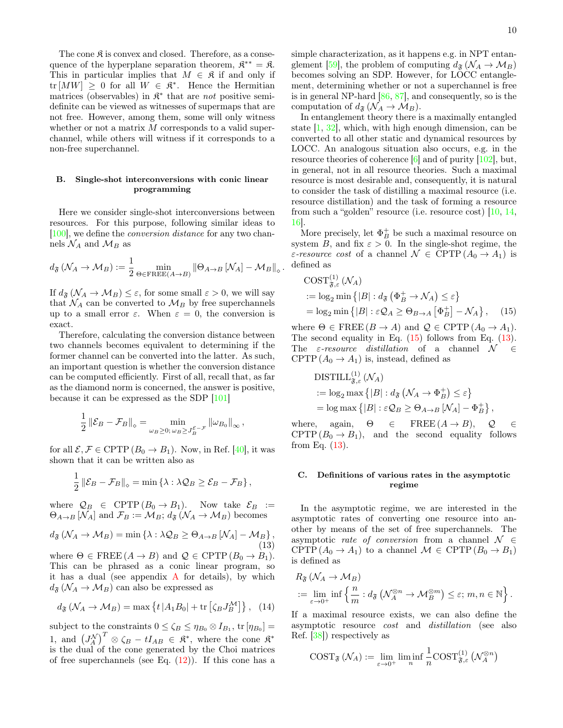The cone $\mathfrak{K}$ is convex and closed. Therefore, as a consequence of the hyperplane separation theorem, $\mathfrak{K}^{**} = \mathfrak{K}$. This in particular implies that $M \in \mathfrak{K}$ if and only if $\mathrm{tr}\,[MW] \geq 0$ for all $W \in \mathfrak{K}^*$. Hence the Hermitian matrices (observables) in $\mathfrak{K}^*$ that are *not* positive semidefinite can be viewed as witnesses of supermaps that are not free. However, among them, some will only witness whether or not a matrix $M$ corresponds to a valid superchannel, while others will witness if it corresponds to a non-free superchannel.

### B. Single-shot interconversions with conic linear programming

Here we consider single-shot interconversions between resources. For this purpose, following similar ideas to [100], we define the *conversion distance* for any two channels $\mathcal{N}_A$ and $\mathcal{M}_B$ as

$$d_{\mathfrak{F}}\left(\mathcal{N}_A \to \mathcal{M}_B\right) := \frac{1}{2} \min_{\Theta \in \mathrm{FREE}(A\to B)} \left\|\Theta_{A\to B}\left[\mathcal{N}_A\right] - \mathcal{M}_B\right\|_\diamond .$$

If $d_{\mathfrak{F}}\left(\mathcal{N}_A \to \mathcal{M}_B\right) \leq \varepsilon$, for some small $\varepsilon > 0$, we will say that $\mathcal{N}_A$ can be converted to $\mathcal{M}_B$ by free superchannels up to a small error $\varepsilon$. When $\varepsilon = 0$, the conversion is exact.

Therefore, calculating the conversion distance between two channels becomes equivalent to determining if the former channel can be converted into the latter. As such, an important question is whether the conversion distance can be computed efficiently. First of all, recall that, as far as the diamond norm is concerned, the answer is positive, because it can be expressed as the SDP [101]

$$\frac{1}{2}\left\|\mathcal{E}_B - \mathcal{F}_B\right\|_\diamond = \min_{\omega_B \geq 0;\, \omega_B \geq J_B^{\mathcal{E}-\mathcal{F}}} \left\|\omega_{B_0}\right\|_\infty ,$$

for all $\mathcal{E}, \mathcal{F} \in \mathrm{CPTP}\left(B_0 \to B_1\right)$. Now, in Ref. [40], it was shown that it can be written also as

$$\frac{1}{2}\left\|\mathcal{E}_B - \mathcal{F}_B\right\|_\diamond = \min\left\{\lambda : \lambda \mathcal{Q}_B \geq \mathcal{E}_B - \mathcal{F}_B\right\},$$

where $\mathcal{Q}_B \in \mathrm{CPTP}\left(B_0 \to B_1\right)$. Now take $\mathcal{E}_B := \Theta_{A\to B}\left[\mathcal{N}_A\right]$ and $\mathcal{F}_B := \mathcal{M}_B$; $d_{\mathfrak{F}}\left(\mathcal{N}_A \to \mathcal{M}_B\right)$ becomes

$$d_{\mathfrak{F}}\left(\mathcal{N}_A \to \mathcal{M}_B\right) = \min\left\{\lambda : \lambda \mathcal{Q}_B \geq \Theta_{A\to B}\left[\mathcal{N}_A\right] - \mathcal{M}_B\right\}, \tag{13}$$

where $\Theta \in \mathrm{FREE}\left(A \to B\right)$ and $\mathcal{Q} \in \mathrm{CPTP}\left(B_0 \to B_1\right)$. This can be phrased as a conic linear program, so it has a dual (see appendix A for details), by which $d_{\mathfrak{F}}\left(\mathcal{N}_A \to \mathcal{M}_B\right)$ can also be expressed as

$$d_{\mathfrak{F}}\left(\mathcal{N}_A \to \mathcal{M}_B\right) = \max\left\{t\left|A_1 B_0\right| + \mathrm{tr}\left[\zeta_B J_B^{\mathcal{M}}\right]\right\}, \tag{14}$$

subject to the constraints $0 \leq \zeta_B \leq \eta_{B_0} \otimes I_{B_1}$, $\mathrm{tr}\left[\eta_{B_0}\right] = 1$, and $\left(J_A^{\mathcal{N}}\right)^T \otimes \zeta_B - tI_{AB} \in \mathfrak{K}^*$, where the cone $\mathfrak{K}^*$ is the dual of the cone generated by the Choi matrices of free superchannels (see Eq. (12)). If this cone has a simple characterization, as it happens e.g. in NPT entanglement [59], the problem of computing $d_{\mathfrak{F}}\left(\mathcal{N}_A \to \mathcal{M}_B\right)$ becomes solving an SDP. However, for LOCC entanglement, determining whether or not a superchannel is free is in general NP-hard [86, 87], and consequently, so is the computation of $d_{\mathfrak{F}}\left(\mathcal{N}_A \to \mathcal{M}_B\right)$.

In entanglement theory there is a maximally entangled state [1, 32], which, with high enough dimension, can be converted to all other static and dynamical resources by LOCC. An analogous situation also occurs, e.g. in the resource theories of coherence [6] and of purity [102], but, in general, not in all resource theories. Such a maximal resource is most desirable and, consequently, it is natural to consider the task of distilling a maximal resource (i.e. resource distillation) and the task of forming a resource from such a "golden" resource (i.e. resource cost) [10, 14, 16].

More precisely, let $\Phi_B^+$ be such a maximal resource on system $B$, and fix $\varepsilon > 0$. In the single-shot regime, the *$\varepsilon$-resource cost* of a channel $\mathcal{N} \in \mathrm{CPTP}\left(A_0 \to A_1\right)$ is defined as

$$\begin{aligned}
&\mathrm{COST}_{\mathfrak{F},\varepsilon}^{(1)}\left(\mathcal{N}_A\right) \\
&:= \log_2 \min\left\{|B| : d_{\mathfrak{F}}\left(\Phi_B^+ \to \mathcal{N}_A\right) \leq \varepsilon\right\} \\
&= \log_2 \min\left\{|B| : \varepsilon \mathcal{Q}_A \geq \Theta_{B\to A}\left[\Phi_B^+\right] - \mathcal{N}_A\right\},
\end{aligned} \tag{15}$$

where $\Theta \in \mathrm{FREE}\left(B \to A\right)$ and $\mathcal{Q} \in \mathrm{CPTP}\left(A_0 \to A_1\right)$. The second equality in Eq. (15) follows from Eq. (13). The *$\varepsilon$-resource distillation* of a channel $\mathcal{N} \in \mathrm{CPTP}\left(A_0 \to A_1\right)$ is, instead, defined as

$$\begin{aligned}
&\mathrm{DISTILL}_{\mathfrak{F},\varepsilon}^{(1)}\left(\mathcal{N}_A\right) \\
&:= \log_2 \max\left\{|B| : d_{\mathfrak{F}}\left(\mathcal{N}_A \to \Phi_B^+\right) \leq \varepsilon\right\} \\
&= \log \max\left\{|B| : \varepsilon \mathcal{Q}_B \geq \Theta_{A\to B}\left[\mathcal{N}_A\right] - \Phi_B^+\right\},
\end{aligned}$$

where, again, $\Theta \in \mathrm{FREE}\left(A \to B\right)$, $\mathcal{Q} \in \mathrm{CPTP}\left(B_0 \to B_1\right)$, and the second equality follows from Eq. (13).

### C. Definitions of various rates in the asymptotic regime

In the asymptotic regime, we are interested in the asymptotic rates of converting one resource into another by means of the set of free superchannels. The asymptotic *rate of conversion* from a channel $\mathcal{N} \in \mathrm{CPTP}\left(A_0 \to A_1\right)$ to a channel $\mathcal{M} \in \mathrm{CPTP}\left(B_0 \to B_1\right)$ is defined as

$$\begin{aligned}
&R_{\mathfrak{F}}\left(\mathcal{N}_A \to \mathcal{M}_B\right) \\
&:= \lim_{\varepsilon \to 0^+} \inf\left\{\frac{n}{m} : d_{\mathfrak{F}}\left(\mathcal{N}_A^{\otimes n} \to \mathcal{M}_B^{\otimes m}\right) \leq \varepsilon;\, m, n \in \mathbb{N}\right\}.
\end{aligned}$$

If a maximal resource exists, we can also define the asymptotic resource *cost* and *distillation* (see also Ref. [38]) respectively as

$$\mathrm{COST}_{\mathfrak{F}}\left(\mathcal{N}_A\right) := \lim_{\varepsilon \to 0^+} \liminf_{n} \frac{1}{n} \mathrm{COST}_{\mathfrak{F},\varepsilon}^{(1)}\left(\mathcal{N}_A^{\otimes n}\right)$$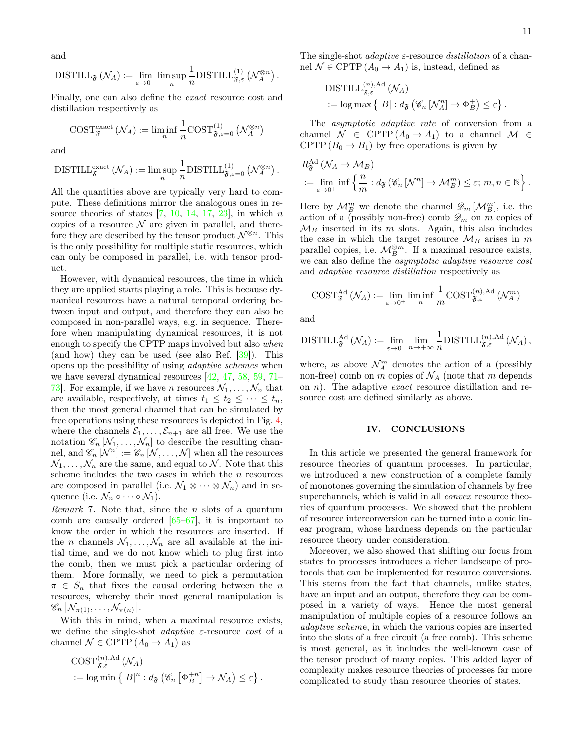and

$$\mathrm{DISTILL}_{\mathfrak{F}}\left(\mathcal{N}_A\right) := \lim_{\varepsilon\to 0^+} \limsup_n \frac{1}{n} \mathrm{DISTILL}^{(1)}_{\mathfrak{F},\varepsilon}\left(\mathcal{N}_A^{\otimes n}\right).$$

Finally, one can also define the *exact* resource cost and distillation respectively as

$$\mathrm{COST}^{\mathrm{exact}}_{\mathfrak{F}}\left(\mathcal{N}_A\right) := \liminf_n \frac{1}{n} \mathrm{COST}^{(1)}_{\mathfrak{F},\varepsilon=0}\left(\mathcal{N}_A^{\otimes n}\right)$$

and

$$\mathrm{DISTILL}^{\mathrm{exact}}_{\mathfrak{F}}\left(\mathcal{N}_A\right) := \limsup_n \frac{1}{n} \mathrm{DISTILL}^{(1)}_{\mathfrak{F},\varepsilon=0}\left(\mathcal{N}_A^{\otimes n}\right).$$

All the quantities above are typically very hard to compute. These definitions mirror the analogous ones in resource theories of states [7, 10, 14, 17, 23], in which $n$ copies of a resource $\mathcal{N}$ are given in parallel, and therefore they are described by the tensor product $\mathcal{N}^{\otimes n}$. This is the only possibility for multiple static resources, which can only be composed in parallel, i.e. with tensor product.

However, with dynamical resources, the time in which they are applied starts playing a role. This is because dynamical resources have a natural temporal ordering between input and output, and therefore they can also be composed in non-parallel ways, e.g. in sequence. Therefore when manipulating dynamical resources, it is not enough to specify the CPTP maps involved but also *when* (and how) they can be used (see also Ref. [39]). This opens up the possibility of using *adaptive schemes* when we have several dynamical resources [42, 47, 58, 59, 71–73]. For example, if we have $n$ resources $\mathcal{N}_1, \dots, \mathcal{N}_n$ that are available, respectively, at times $t_1 \leq t_2 \leq \dots \leq t_n$, then the most general channel that can be simulated by free operations using these resources is depicted in Fig. 4, where the channels $\mathcal{E}_1, \dots, \mathcal{E}_{n+1}$ are all free. We use the notation $\mathscr{C}_n\left[\mathcal{N}_1, \dots, \mathcal{N}_n\right]$ to describe the resulting channel, and $\mathscr{C}_n\left[\mathcal{N}^n\right] := \mathscr{C}_n\left[\mathcal{N}, \dots, \mathcal{N}\right]$ when all the resources $\mathcal{N}_1, \dots, \mathcal{N}_n$ are the same, and equal to $\mathcal{N}$. Note that this scheme includes the two cases in which the $n$ resources are composed in parallel (i.e. $\mathcal{N}_1 \otimes \dots \otimes \mathcal{N}_n$) and in sequence (i.e. $\mathcal{N}_n \circ \dots \circ \mathcal{N}_1$).

*Remark* 7. Note that, since the $n$ slots of a quantum comb are causally ordered [65–67], it is important to know the order in which the resources are inserted. If the $n$ channels $\mathcal{N}_1, \dots, \mathcal{N}_n$ are all available at the initial time, and we do not know which to plug first into the comb, then we must pick a particular ordering of them. More formally, we need to pick a permutation $\pi \in S_n$ that fixes the causal ordering between the $n$ resources, whereby their most general manipulation is $\mathscr{C}_n\left[\mathcal{N}_{\pi(1)}, \dots, \mathcal{N}_{\pi(n)}\right]$.

With this in mind, when a maximal resource exists, we define the single-shot *adaptive* $\varepsilon$-resource *cost* of a channel $\mathcal{N} \in \mathrm{CPTP}\left(A_0 \to A_1\right)$ as

$$\begin{aligned}&\mathrm{COST}^{(n),\mathrm{Ad}}_{\mathfrak{F},\varepsilon}\left(\mathcal{N}_A\right)\\&:= \log\min\left\{|B|^n : d_{\mathfrak{F}}\left(\mathscr{C}_n\left[\Phi_B^{+n}\right] \to \mathcal{N}_A\right) \leq \varepsilon\right\}.\end{aligned}$$

The single-shot *adaptive* $\varepsilon$-resource *distillation* of a channel $\mathcal{N} \in \mathrm{CPTP}\left(A_0 \to A_1\right)$ is, instead, defined as

$$\begin{aligned}&\mathrm{DISTILL}^{(n),\mathrm{Ad}}_{\mathfrak{F},\varepsilon}\left(\mathcal{N}_A\right)\\&:= \log\max\left\{|B| : d_{\mathfrak{F}}\left(\mathscr{C}_n\left[\mathcal{N}_A^n\right] \to \Phi_B^+\right) \leq \varepsilon\right\}.\end{aligned}$$

The *asymptotic adaptive rate* of conversion from a channel $\mathcal{N} \in \mathrm{CPTP}\left(A_0 \to A_1\right)$ to a channel $\mathcal{M} \in \mathrm{CPTP}\left(B_0 \to B_1\right)$ by free operations is given by

$$\begin{aligned}&R^{\mathrm{Ad}}_{\mathfrak{F}}\left(\mathcal{N}_A \to \mathcal{M}_B\right)\\&:= \lim_{\varepsilon\to 0^+} \inf\left\{\frac{n}{m} : d_{\mathfrak{F}}\left(\mathscr{C}_n\left[\mathcal{N}^n\right] \to \mathcal{M}_B^m\right) \leq \varepsilon;\, m, n \in \mathbb{N}\right\}.\end{aligned}$$

Here by $\mathcal{M}_B^m$ we denote the channel $\mathscr{D}_m\left[\mathcal{M}_B^m\right]$, i.e. the action of a (possibly non-free) comb $\mathscr{D}_m$ on $m$ copies of $\mathcal{M}_B$ inserted in its $m$ slots. Again, this also includes the case in which the target resource $\mathcal{M}_B$ arises in $m$ parallel copies, i.e. $\mathcal{M}_B^{\otimes m}$. If a maximal resource exists, we can also define the *asymptotic adaptive resource cost* and *adaptive resource distillation* respectively as

$$\mathrm{COST}^{\mathrm{Ad}}_{\mathfrak{F}}\left(\mathcal{N}_A\right) := \lim_{\varepsilon\to 0^+} \liminf_n \frac{1}{m} \mathrm{COST}^{(n),\mathrm{Ad}}_{\mathfrak{F},\varepsilon}\left(\mathcal{N}_A^m\right)$$

and

$$\mathrm{DISTILL}^{\mathrm{Ad}}_{\mathfrak{F}}\left(\mathcal{N}_A\right) := \lim_{\varepsilon\to 0^+} \lim_{n\to+\infty} \frac{1}{n} \mathrm{DISTILL}^{(n),\mathrm{Ad}}_{\mathfrak{F},\varepsilon}\left(\mathcal{N}_A\right),$$

where, as above $\mathcal{N}_A^m$ denotes the action of a (possibly non-free) comb on $m$ copies of $\mathcal{N}_A$ (note that $m$ depends on $n$). The adaptive *exact* resource distillation and resource cost are defined similarly as above.

## IV. CONCLUSIONS

In this article we presented the general framework for resource theories of quantum processes. In particular, we introduced a new construction of a complete family of monotones governing the simulation of channels by free superchannels, which is valid in all *convex* resource theories of quantum processes. We showed that the problem of resource interconversion can be turned into a conic linear program, whose hardness depends on the particular resource theory under consideration.

Moreover, we also showed that shifting our focus from states to processes introduces a richer landscape of protocols that can be implemented for resource conversions. This stems from the fact that channels, unlike states, have an input and an output, therefore they can be composed in a variety of ways. Hence the most general manipulation of multiple copies of a resource follows an *adaptive scheme*, in which the various copies are inserted into the slots of a free circuit (a free comb). This scheme is most general, as it includes the well-known case of the tensor product of many copies. This added layer of complexity makes resource theories of processes far more complicated to study than resource theories of states.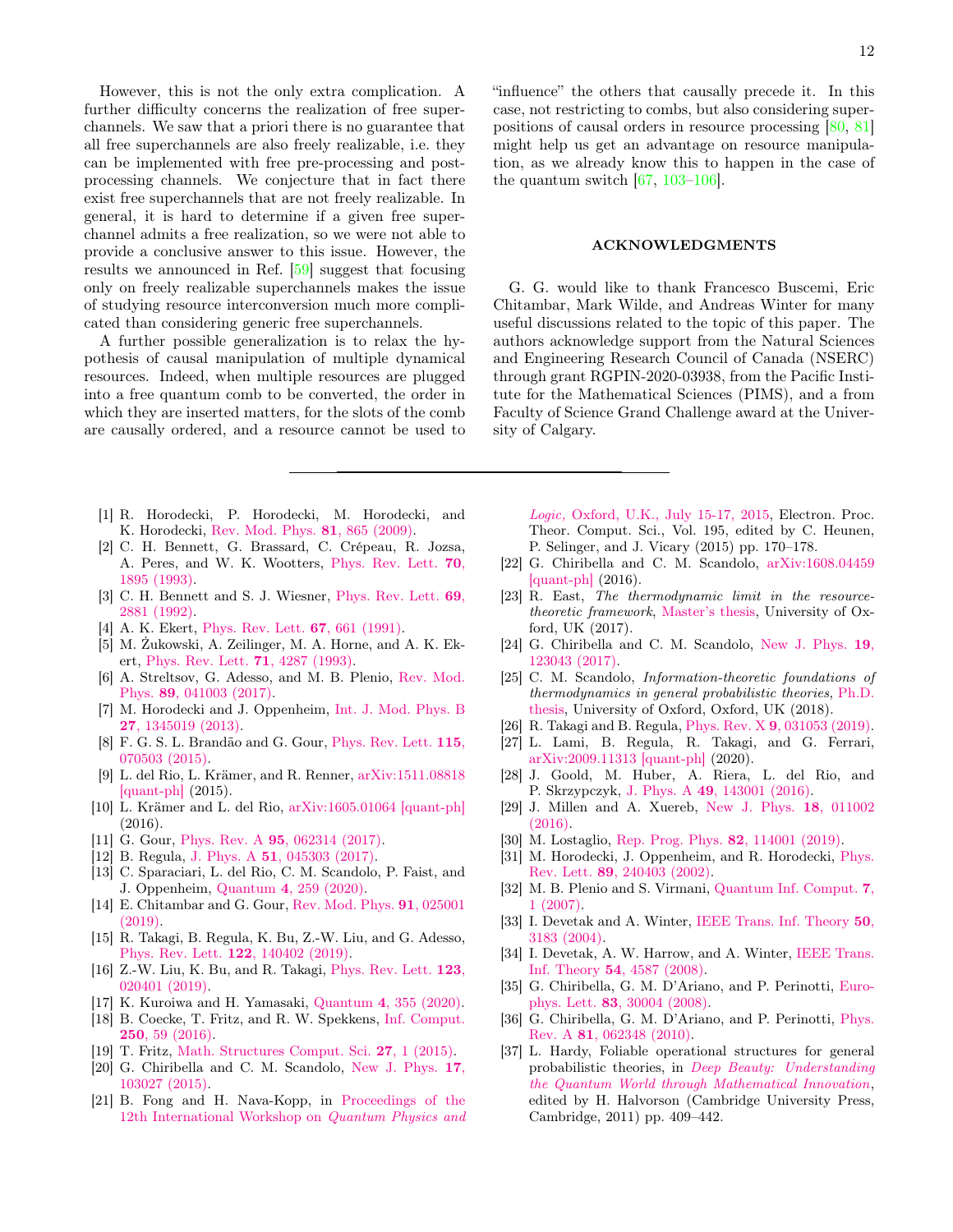However, this is not the only extra complication. A further difficulty concerns the realization of free superchannels. We saw that a priori there is no guarantee that all free superchannels are also freely realizable, i.e. they can be implemented with free pre-processing and post-processing channels. We conjecture that in fact there exist free superchannels that are not freely realizable. In general, it is hard to determine if a given free superchannel admits a free realization, so we were not able to provide a conclusive answer to this issue. However, the results we announced in Ref. [59] suggest that focusing only on freely realizable superchannels makes the issue of studying resource interconversion much more complicated than considering generic free superchannels.

A further possible generalization is to relax the hypothesis of causal manipulation of multiple dynamical resources. Indeed, when multiple resources are plugged into a free quantum comb to be converted, the order in which they are inserted matters, for the slots of the comb are causally ordered, and a resource cannot be used to "influence" the others that causally precede it. In this case, not restricting to combs, but also considering superpositions of causal orders in resource processing [80, 81] might help us get an advantage on resource manipulation, as we already know this to happen in the case of the quantum switch [67, 103–106].

## ACKNOWLEDGMENTS

G. G. would like to thank Francesco Buscemi, Eric Chitambar, Mark Wilde, and Andreas Winter for many useful discussions related to the topic of this paper. The authors acknowledge support from the Natural Sciences and Engineering Research Council of Canada (NSERC) through grant RGPIN-2020-03938, from the Pacific Institute for the Mathematical Sciences (PIMS), and a from Faculty of Science Grand Challenge award at the University of Calgary.

---

[1] R. Horodecki, P. Horodecki, M. Horodecki, and K. Horodecki, Rev. Mod. Phys. **81**, 865 (2009).
[2] C. H. Bennett, G. Brassard, C. Crépeau, R. Jozsa, A. Peres, and W. K. Wootters, Phys. Rev. Lett. **70**, 1895 (1993).
[3] C. H. Bennett and S. J. Wiesner, Phys. Rev. Lett. **69**, 2881 (1992).
[4] A. K. Ekert, Phys. Rev. Lett. **67**, 661 (1991).
[5] M. Żukowski, A. Zeilinger, M. A. Horne, and A. K. Ekert, Phys. Rev. Lett. **71**, 4287 (1993).
[6] A. Streltsov, G. Adesso, and M. B. Plenio, Rev. Mod. Phys. **89**, 041003 (2017).
[7] M. Horodecki and J. Oppenheim, Int. J. Mod. Phys. B **27**, 1345019 (2013).
[8] F. G. S. L. Brandão and G. Gour, Phys. Rev. Lett. **115**, 070503 (2015).
[9] L. del Rio, L. Krämer, and R. Renner, arXiv:1511.08818 [quant-ph] (2015).
[10] L. Krämer and L. del Rio, arXiv:1605.01064 [quant-ph] (2016).
[11] G. Gour, Phys. Rev. A **95**, 062314 (2017).
[12] B. Regula, J. Phys. A **51**, 045303 (2017).
[13] C. Sparaciari, L. del Rio, C. M. Scandolo, P. Faist, and J. Oppenheim, Quantum **4**, 259 (2020).
[14] E. Chitambar and G. Gour, Rev. Mod. Phys. **91**, 025001 (2019).
[15] R. Takagi, B. Regula, K. Bu, Z.-W. Liu, and G. Adesso, Phys. Rev. Lett. **122**, 140402 (2019).
[16] Z.-W. Liu, K. Bu, and R. Takagi, Phys. Rev. Lett. **123**, 020401 (2019).
[17] K. Kuroiwa and H. Yamasaki, Quantum **4**, 355 (2020).
[18] B. Coecke, T. Fritz, and R. W. Spekkens, Inf. Comput. **250**, 59 (2016).
[19] T. Fritz, Math. Structures Comput. Sci. **27**, 1 (2015).
[20] G. Chiribella and C. M. Scandolo, New J. Phys. **17**, 103027 (2015).
[21] B. Fong and H. Nava-Kopp, in Proceedings of the 12th International Workshop on *Quantum Physics and Logic*, Oxford, U.K., July 15-17, 2015, Electron. Proc. Theor. Comput. Sci., Vol. 195, edited by C. Heunen, P. Selinger, and J. Vicary (2015) pp. 170–178.
[22] G. Chiribella and C. M. Scandolo, arXiv:1608.04459 [quant-ph] (2016).
[23] R. East, *The thermodynamic limit in the resource-theoretic framework*, Master's thesis, University of Oxford, UK (2017).
[24] G. Chiribella and C. M. Scandolo, New J. Phys. **19**, 123043 (2017).
[25] C. M. Scandolo, *Information-theoretic foundations of thermodynamics in general probabilistic theories*, Ph.D. thesis, University of Oxford, Oxford, UK (2018).
[26] R. Takagi and B. Regula, Phys. Rev. X **9**, 031053 (2019).
[27] L. Lami, B. Regula, R. Takagi, and G. Ferrari, arXiv:2009.11313 [quant-ph] (2020).
[28] J. Goold, M. Huber, A. Riera, L. del Rio, and P. Skrzypczyk, J. Phys. A **49**, 143001 (2016).
[29] J. Millen and A. Xuereb, New J. Phys. **18**, 011002 (2016).
[30] M. Lostaglio, Rep. Prog. Phys. **82**, 114001 (2019).
[31] M. Horodecki, J. Oppenheim, and R. Horodecki, Phys. Rev. Lett. **89**, 240403 (2002).
[32] M. B. Plenio and S. Virmani, Quantum Inf. Comput. **7**, 1 (2007).
[33] I. Devetak and A. Winter, IEEE Trans. Inf. Theory **50**, 3183 (2004).
[34] I. Devetak, A. W. Harrow, and A. Winter, IEEE Trans. Inf. Theory **54**, 4587 (2008).
[35] G. Chiribella, G. M. D'Ariano, and P. Perinotti, Europhys. Lett. **83**, 30004 (2008).
[36] G. Chiribella, G. M. D'Ariano, and P. Perinotti, Phys. Rev. A **81**, 062348 (2010).
[37] L. Hardy, Foliable operational structures for general probabilistic theories, in *Deep Beauty: Understanding the Quantum World through Mathematical Innovation*, edited by H. Halvorson (Cambridge University Press, Cambridge, 2011) pp. 409–442.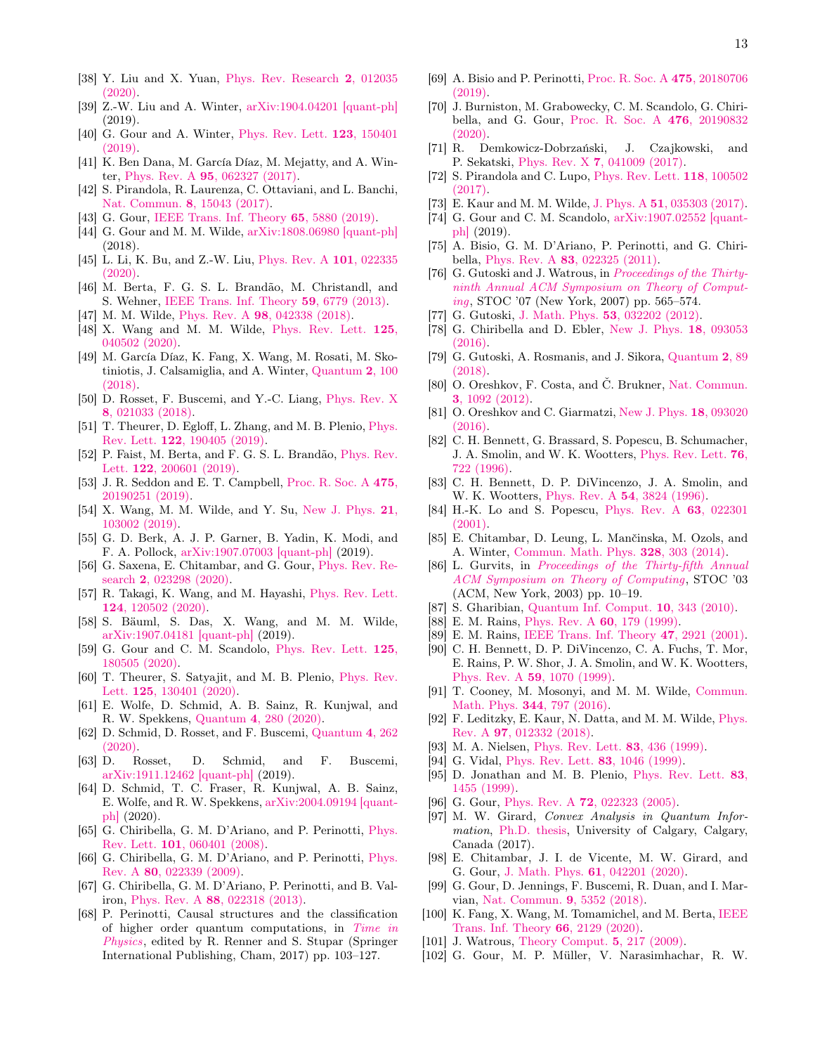[38] Y. Liu and X. Yuan, Phys. Rev. Research **2**, 012035 (2020).

[39] Z.-W. Liu and A. Winter, arXiv:1904.04201 [quant-ph] (2019).

[40] G. Gour and A. Winter, Phys. Rev. Lett. **123**, 150401 (2019).

[41] K. Ben Dana, M. García Díaz, M. Mejatty, and A. Winter, Phys. Rev. A **95**, 062327 (2017).

[42] S. Pirandola, R. Laurenza, C. Ottaviani, and L. Banchi, Nat. Commun. **8**, 15043 (2017).

[43] G. Gour, IEEE Trans. Inf. Theory **65**, 5880 (2019).

[44] G. Gour and M. M. Wilde, arXiv:1808.06980 [quant-ph] (2018).

[45] L. Li, K. Bu, and Z.-W. Liu, Phys. Rev. A **101**, 022335 (2020).

[46] M. Berta, F. G. S. L. Brandão, M. Christandl, and S. Wehner, IEEE Trans. Inf. Theory **59**, 6779 (2013).

[47] M. M. Wilde, Phys. Rev. A **98**, 042338 (2018).

[48] X. Wang and M. M. Wilde, Phys. Rev. Lett. **125**, 040502 (2020).

[49] M. García Díaz, K. Fang, X. Wang, M. Rosati, M. Skotiniotis, J. Calsamiglia, and A. Winter, Quantum **2**, 100 (2018).

[50] D. Rosset, F. Buscemi, and Y.-C. Liang, Phys. Rev. X **8**, 021033 (2018).

[51] T. Theurer, D. Egloff, L. Zhang, and M. B. Plenio, Phys. Rev. Lett. **122**, 190405 (2019).

[52] P. Faist, M. Berta, and F. G. S. L. Brandão, Phys. Rev. Lett. **122**, 200601 (2019).

[53] J. R. Seddon and E. T. Campbell, Proc. R. Soc. A **475**, 20190251 (2019).

[54] X. Wang, M. M. Wilde, and Y. Su, New J. Phys. **21**, 103002 (2019).

[55] G. D. Berk, A. J. P. Garner, B. Yadin, K. Modi, and F. A. Pollock, arXiv:1907.07003 [quant-ph] (2019).

[56] G. Saxena, E. Chitambar, and G. Gour, Phys. Rev. Research **2**, 023298 (2020).

[57] R. Takagi, K. Wang, and M. Hayashi, Phys. Rev. Lett. **124**, 120502 (2020).

[58] S. Bäuml, S. Das, X. Wang, and M. M. Wilde, arXiv:1907.04181 [quant-ph] (2019).

[59] G. Gour and C. M. Scandolo, Phys. Rev. Lett. **125**, 180505 (2020).

[60] T. Theurer, S. Satyajit, and M. B. Plenio, Phys. Rev. Lett. **125**, 130401 (2020).

[61] E. Wolfe, D. Schmid, A. B. Sainz, R. Kunjwal, and R. W. Spekkens, Quantum **4**, 280 (2020).

[62] D. Schmid, D. Rosset, and F. Buscemi, Quantum **4**, 262 (2020).

[63] D. Rosset, D. Schmid, and F. Buscemi, arXiv:1911.12462 [quant-ph] (2019).

[64] D. Schmid, T. C. Fraser, R. Kunjwal, A. B. Sainz, E. Wolfe, and R. W. Spekkens, arXiv:2004.09194 [quant-ph] (2020).

[65] G. Chiribella, G. M. D'Ariano, and P. Perinotti, Phys. Rev. Lett. **101**, 060401 (2008).

[66] G. Chiribella, G. M. D'Ariano, and P. Perinotti, Phys. Rev. A **80**, 022339 (2009).

[67] G. Chiribella, G. M. D'Ariano, P. Perinotti, and B. Valiron, Phys. Rev. A **88**, 022318 (2013).

[68] P. Perinotti, Causal structures and the classification of higher order quantum computations, in *Time in Physics*, edited by R. Renner and S. Stupar (Springer International Publishing, Cham, 2017) pp. 103–127.

[69] A. Bisio and P. Perinotti, Proc. R. Soc. A **475**, 20180706 (2019).

[70] J. Burniston, M. Grabowecky, C. M. Scandolo, G. Chiribella, and G. Gour, Proc. R. Soc. A **476**, 20190832 (2020).

[71] R. Demkowicz-Dobrzański, J. Czajkowski, and P. Sekatski, Phys. Rev. X **7**, 041009 (2017).

[72] S. Pirandola and C. Lupo, Phys. Rev. Lett. **118**, 100502 (2017).

[73] E. Kaur and M. M. Wilde, J. Phys. A **51**, 035303 (2017).

[74] G. Gour and C. M. Scandolo, arXiv:1907.02552 [quant-ph] (2019).

[75] A. Bisio, G. M. D'Ariano, P. Perinotti, and G. Chiribella, Phys. Rev. A **83**, 022325 (2011).

[76] G. Gutoski and J. Watrous, in *Proceedings of the Thirty-ninth Annual ACM Symposium on Theory of Computing*, STOC '07 (New York, 2007) pp. 565–574.

[77] G. Gutoski, J. Math. Phys. **53**, 032202 (2012).

[78] G. Chiribella and D. Ebler, New J. Phys. **18**, 093053 (2016).

[79] G. Gutoski, A. Rosmanis, and J. Sikora, Quantum **2**, 89 (2018).

[80] O. Oreshkov, F. Costa, and Č. Brukner, Nat. Commun. **3**, 1092 (2012).

[81] O. Oreshkov and C. Giarmatzi, New J. Phys. **18**, 093020 (2016).

[82] C. H. Bennett, G. Brassard, S. Popescu, B. Schumacher, J. A. Smolin, and W. K. Wootters, Phys. Rev. Lett. **76**, 722 (1996).

[83] C. H. Bennett, D. P. DiVincenzo, J. A. Smolin, and W. K. Wootters, Phys. Rev. A **54**, 3824 (1996).

[84] H.-K. Lo and S. Popescu, Phys. Rev. A **63**, 022301 (2001).

[85] E. Chitambar, D. Leung, L. Mančinska, M. Ozols, and A. Winter, Commun. Math. Phys. **328**, 303 (2014).

[86] L. Gurvits, in *Proceedings of the Thirty-fifth Annual ACM Symposium on Theory of Computing*, STOC '03 (ACM, New York, 2003) pp. 10–19.

[87] S. Gharibian, Quantum Inf. Comput. **10**, 343 (2010).

[88] E. M. Rains, Phys. Rev. A **60**, 179 (1999).

[89] E. M. Rains, IEEE Trans. Inf. Theory **47**, 2921 (2001).

[90] C. H. Bennett, D. P. DiVincenzo, C. A. Fuchs, T. Mor, E. Rains, P. W. Shor, J. A. Smolin, and W. K. Wootters, Phys. Rev. A **59**, 1070 (1999).

[91] T. Cooney, M. Mosonyi, and M. M. Wilde, Commun. Math. Phys. **344**, 797 (2016).

[92] F. Leditzky, E. Kaur, N. Datta, and M. M. Wilde, Phys. Rev. A **97**, 012332 (2018).

[93] M. A. Nielsen, Phys. Rev. Lett. **83**, 436 (1999).

[94] G. Vidal, Phys. Rev. Lett. **83**, 1046 (1999).

[95] D. Jonathan and M. B. Plenio, Phys. Rev. Lett. **83**, 1455 (1999).

[96] G. Gour, Phys. Rev. A **72**, 022323 (2005).

[97] M. W. Girard, *Convex Analysis in Quantum Information*, Ph.D. thesis, University of Calgary, Calgary, Canada (2017).

[98] E. Chitambar, J. I. de Vicente, M. W. Girard, and G. Gour, J. Math. Phys. **61**, 042201 (2020).

[99] G. Gour, D. Jennings, F. Buscemi, R. Duan, and I. Marvian, Nat. Commun. **9**, 5352 (2018).

[100] K. Fang, X. Wang, M. Tomamichel, and M. Berta, IEEE Trans. Inf. Theory **66**, 2129 (2020).

[101] J. Watrous, Theory Comput. **5**, 217 (2009).

[102] G. Gour, M. P. Müller, V. Narasimhachar, R. W.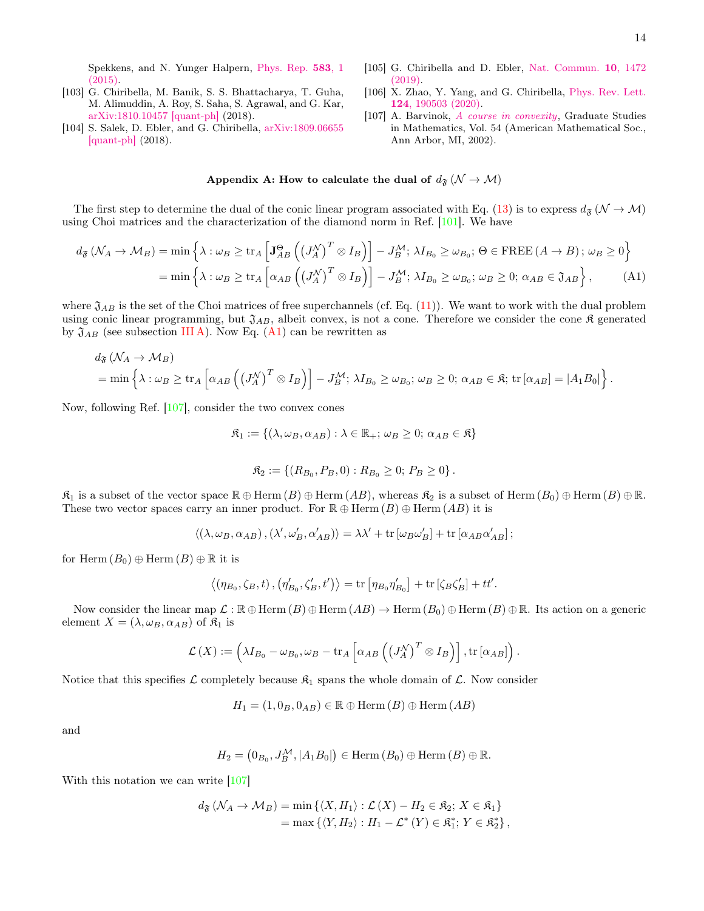Spekkens, and N. Yunger Halpern, Phys. Rep. **583**, 1 (2015).

[103] G. Chiribella, M. Banik, S. S. Bhattacharya, T. Guha, M. Alimuddin, A. Roy, S. Saha, S. Agrawal, and G. Kar, arXiv:1810.10457 [quant-ph] (2018).

[104] S. Salek, D. Ebler, and G. Chiribella, arXiv:1809.06655 [quant-ph] (2018).

[105] G. Chiribella and D. Ebler, Nat. Commun. **10**, 1472 (2019).

[106] X. Zhao, Y. Yang, and G. Chiribella, Phys. Rev. Lett. **124**, 190503 (2020).

[107] A. Barvinok, *A course in convexity*, Graduate Studies in Mathematics, Vol. 54 (American Mathematical Soc., Ann Arbor, MI, 2002).

### Appendix A: How to calculate the dual of $d_{\mathfrak{F}}\left(\mathcal{N}\to\mathcal{M}\right)$

The first step to determine the dual of the conic linear program associated with Eq. (13) is to express $d_{\mathfrak{F}}\left(\mathcal{N}\to\mathcal{M}\right)$ using Choi matrices and the characterization of the diamond norm in Ref. [101]. We have

$$
\begin{aligned}
d_{\mathfrak{F}}\left(\mathcal{N}_A\to\mathcal{M}_B\right) &= \min\left\{\lambda : \omega_B \geq \mathrm{tr}_A\left[\mathbf{J}^{\Theta}_{AB}\left(\left(J^{\mathcal{N}}_A\right)^T\otimes I_B\right)\right] - J^{\mathcal{M}}_B;\ \lambda I_{B_0}\geq \omega_{B_0};\ \Theta\in\mathrm{FREE}\left(A\to B\right);\ \omega_B\geq 0\right\}\\
&= \min\left\{\lambda : \omega_B \geq \mathrm{tr}_A\left[\alpha_{AB}\left(\left(J^{\mathcal{N}}_A\right)^T\otimes I_B\right)\right] - J^{\mathcal{M}}_B;\ \lambda I_{B_0}\geq \omega_{B_0};\ \omega_B\geq 0;\ \alpha_{AB}\in\mathfrak{J}_{AB}\right\},
\end{aligned}
\tag{A1}
$$

where $\mathfrak{J}_{AB}$ is the set of the Choi matrices of free superchannels (cf. Eq. (11)). We want to work with the dual problem using conic linear programming, but $\mathfrak{J}_{AB}$, albeit convex, is not a cone. Therefore we consider the cone $\mathfrak{K}$ generated by $\mathfrak{J}_{AB}$ (see subsection III A). Now Eq. (A1) can be rewritten as

$$
\begin{aligned}
&d_{\mathfrak{F}}\left(\mathcal{N}_A\to\mathcal{M}_B\right)\\
&= \min\left\{\lambda : \omega_B \geq \mathrm{tr}_A\left[\alpha_{AB}\left(\left(J^{\mathcal{N}}_A\right)^T\otimes I_B\right)\right] - J^{\mathcal{M}}_B;\ \lambda I_{B_0}\geq \omega_{B_0};\ \omega_B\geq 0;\ \alpha_{AB}\in\mathfrak{K};\ \mathrm{tr}\left[\alpha_{AB}\right] = \left|A_1B_0\right|\right\}.
\end{aligned}
$$

Now, following Ref. [107], consider the two convex cones

$$
\mathfrak{K}_1 := \left\{\left(\lambda,\omega_B,\alpha_{AB}\right) : \lambda\in\mathbb{R}_+;\ \omega_B\geq 0;\ \alpha_{AB}\in\mathfrak{K}\right\}
$$

$$
\mathfrak{K}_2 := \left\{\left(R_{B_0},P_B,0\right) : R_{B_0}\geq 0;\ P_B\geq 0\right\}.
$$

$\mathfrak{K}_1$ is a subset of the vector space $\mathbb{R}\oplus\mathrm{Herm}\left(B\right)\oplus\mathrm{Herm}\left(AB\right)$, whereas $\mathfrak{K}_2$ is a subset of $\mathrm{Herm}\left(B_0\right)\oplus\mathrm{Herm}\left(B\right)\oplus\mathbb{R}$. These two vector spaces carry an inner product. For $\mathbb{R}\oplus\mathrm{Herm}\left(B\right)\oplus\mathrm{Herm}\left(AB\right)$ it is

$$
\left\langle\left(\lambda,\omega_B,\alpha_{AB}\right),\left(\lambda',\omega'_B,\alpha'_{AB}\right)\right\rangle = \lambda\lambda' + \mathrm{tr}\left[\omega_B\omega'_B\right] + \mathrm{tr}\left[\alpha_{AB}\alpha'_{AB}\right];
$$

for $\mathrm{Herm}\left(B_0\right)\oplus\mathrm{Herm}\left(B\right)\oplus\mathbb{R}$ it is

$$
\left\langle\left(\eta_{B_0},\zeta_B,t\right),\left(\eta'_{B_0},\zeta'_B,t'\right)\right\rangle = \mathrm{tr}\left[\eta_{B_0}\eta'_{B_0}\right] + \mathrm{tr}\left[\zeta_B\zeta'_B\right] + tt'.
$$

Now consider the linear map $\mathcal{L}:\mathbb{R}\oplus\mathrm{Herm}\left(B\right)\oplus\mathrm{Herm}\left(AB\right)\to\mathrm{Herm}\left(B_0\right)\oplus\mathrm{Herm}\left(B\right)\oplus\mathbb{R}$. Its action on a generic element $X = \left(\lambda,\omega_B,\alpha_{AB}\right)$ of $\mathfrak{K}_1$ is

$$
\mathcal{L}\left(X\right) := \left(\lambda I_{B_0} - \omega_{B_0},\omega_B - \mathrm{tr}_A\left[\alpha_{AB}\left(\left(J^{\mathcal{N}}_A\right)^T\otimes I_B\right)\right],\mathrm{tr}\left[\alpha_{AB}\right]\right).
$$

Notice that this specifies $\mathcal{L}$ completely because $\mathfrak{K}_1$ spans the whole domain of $\mathcal{L}$. Now consider

$$
H_1 = \left(1,0_B,0_{AB}\right)\in\mathbb{R}\oplus\mathrm{Herm}\left(B\right)\oplus\mathrm{Herm}\left(AB\right)
$$

and

$$
H_2 = \left(0_{B_0},J^{\mathcal{M}}_B,\left|A_1B_0\right|\right)\in\mathrm{Herm}\left(B_0\right)\oplus\mathrm{Herm}\left(B\right)\oplus\mathbb{R}.
$$

With this notation we can write [107]

$$
\begin{aligned}
d_{\mathfrak{F}}\left(\mathcal{N}_A\to\mathcal{M}_B\right) &= \min\left\{\left\langle X,H_1\right\rangle : \mathcal{L}\left(X\right) - H_2\in\mathfrak{K}_2;\ X\in\mathfrak{K}_1\right\}\\
&= \max\left\{\left\langle Y,H_2\right\rangle : H_1 - \mathcal{L}^*\left(Y\right)\in\mathfrak{K}_1^*;\ Y\in\mathfrak{K}_2^*\right\},
\end{aligned}
$$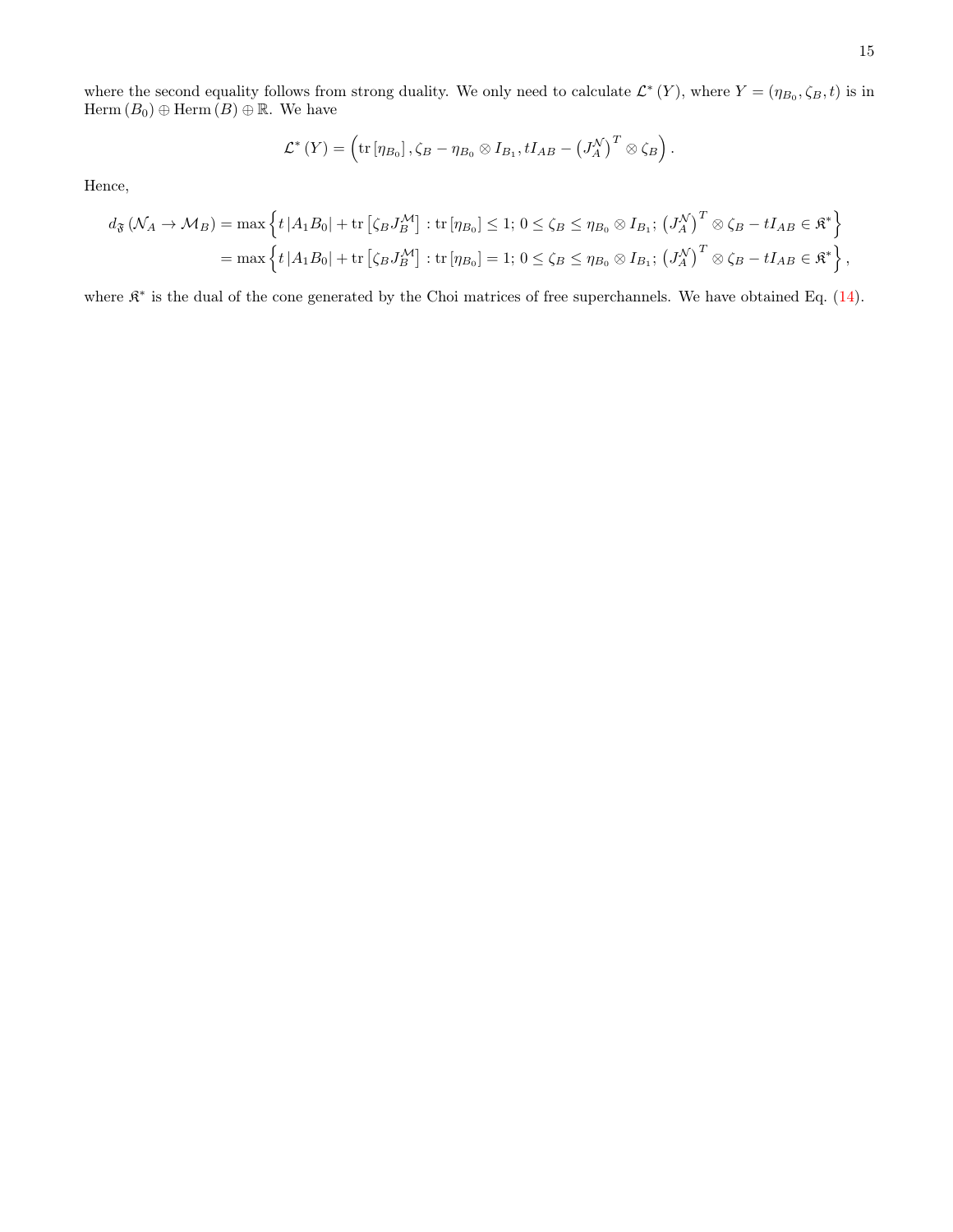where the second equality follows from strong duality. We only need to calculate $\mathcal{L}^*(Y)$, where $Y = (\eta_{B_0}, \zeta_B, t)$ is in $\mathrm{Herm}(B_0) \oplus \mathrm{Herm}(B) \oplus \mathbb{R}$. We have

$$\mathcal{L}^*(Y) = \left(\mathrm{tr}\left[\eta_{B_0}\right], \zeta_B - \eta_{B_0} \otimes I_{B_1}, tI_{AB} - \left(J_A^{\mathcal{N}}\right)^T \otimes \zeta_B\right).$$

Hence,

$$\begin{aligned}
d_{\mathfrak{F}}\left(\mathcal{N}_A \to \mathcal{M}_B\right) &= \max\left\{t\,|A_1 B_0| + \mathrm{tr}\left[\zeta_B J_B^{\mathcal{M}}\right] : \mathrm{tr}\left[\eta_{B_0}\right] \leq 1;\ 0 \leq \zeta_B \leq \eta_{B_0} \otimes I_{B_1};\ \left(J_A^{\mathcal{N}}\right)^T \otimes \zeta_B - tI_{AB} \in \mathfrak{K}^*\right\} \\
&= \max\left\{t\,|A_1 B_0| + \mathrm{tr}\left[\zeta_B J_B^{\mathcal{M}}\right] : \mathrm{tr}\left[\eta_{B_0}\right] = 1;\ 0 \leq \zeta_B \leq \eta_{B_0} \otimes I_{B_1};\ \left(J_A^{\mathcal{N}}\right)^T \otimes \zeta_B - tI_{AB} \in \mathfrak{K}^*\right\},
\end{aligned}$$

where $\mathfrak{K}^*$ is the dual of the cone generated by the Choi matrices of free superchannels. We have obtained Eq. (14).